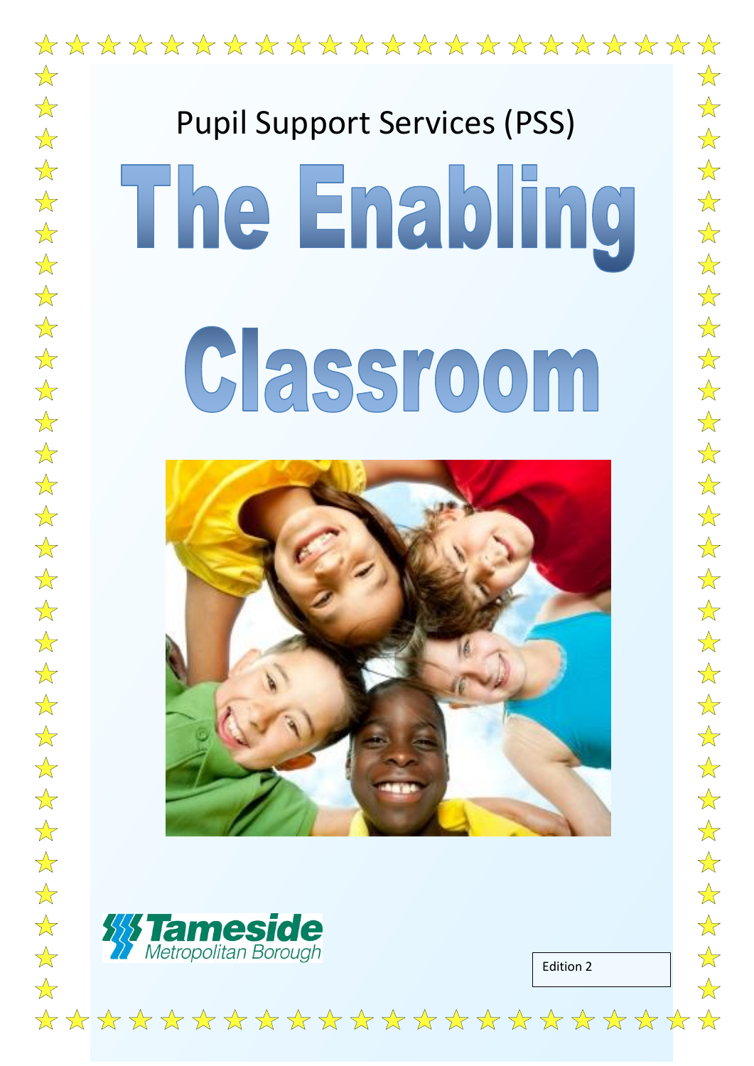Pupil Support Services (PSS)

# The Enabling Classroom

Tameside Metropolitan Borough

Edition 2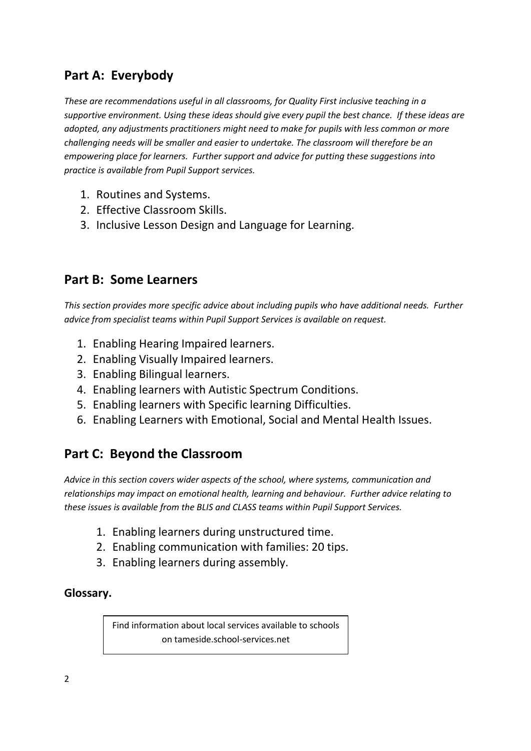## Part A: Everybody

*These are recommendations useful in all classrooms, for Quality First inclusive teaching in a supportive environment. Using these ideas should give every pupil the best chance. If these ideas are adopted, any adjustments practitioners might need to make for pupils with less common or more challenging needs will be smaller and easier to undertake. The classroom will therefore be an empowering place for learners. Further support and advice for putting these suggestions into practice is available from Pupil Support services.*

1. Routines and Systems.
2. Effective Classroom Skills.
3. Inclusive Lesson Design and Language for Learning.

## Part B: Some Learners

*This section provides more specific advice about including pupils who have additional needs. Further advice from specialist teams within Pupil Support Services is available on request.*

1. Enabling Hearing Impaired learners.
2. Enabling Visually Impaired learners.
3. Enabling Bilingual learners.
4. Enabling learners with Autistic Spectrum Conditions.
5. Enabling learners with Specific learning Difficulties.
6. Enabling Learners with Emotional, Social and Mental Health Issues.

## Part C: Beyond the Classroom

*Advice in this section covers wider aspects of the school, where systems, communication and relationships may impact on emotional health, learning and behaviour. Further advice relating to these issues is available from the BLIS and CLASS teams within Pupil Support Services.*

1. Enabling learners during unstructured time.
2. Enabling communication with families: 20 tips.
3. Enabling learners during assembly.

**Glossary.**

Find information about local services available to schools on tameside.school-services.net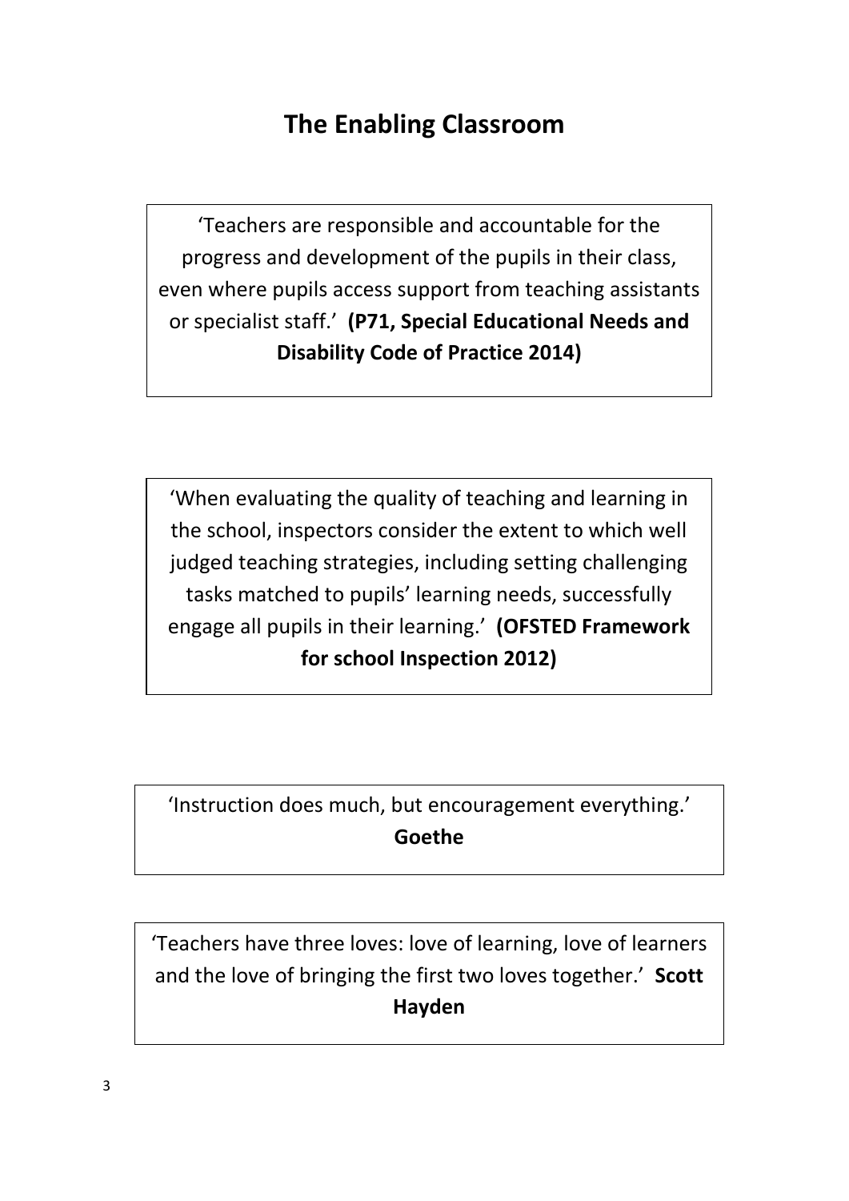# The Enabling Classroom

'Teachers are responsible and accountable for the progress and development of the pupils in their class, even where pupils access support from teaching assistants or specialist staff.' **(P71, Special Educational Needs and Disability Code of Practice 2014)**

'When evaluating the quality of teaching and learning in the school, inspectors consider the extent to which well judged teaching strategies, including setting challenging tasks matched to pupils' learning needs, successfully engage all pupils in their learning.' **(OFSTED Framework for school Inspection 2012)**

'Instruction does much, but encouragement everything.' **Goethe**

'Teachers have three loves: love of learning, love of learners and the love of bringing the first two loves together.' **Scott Hayden**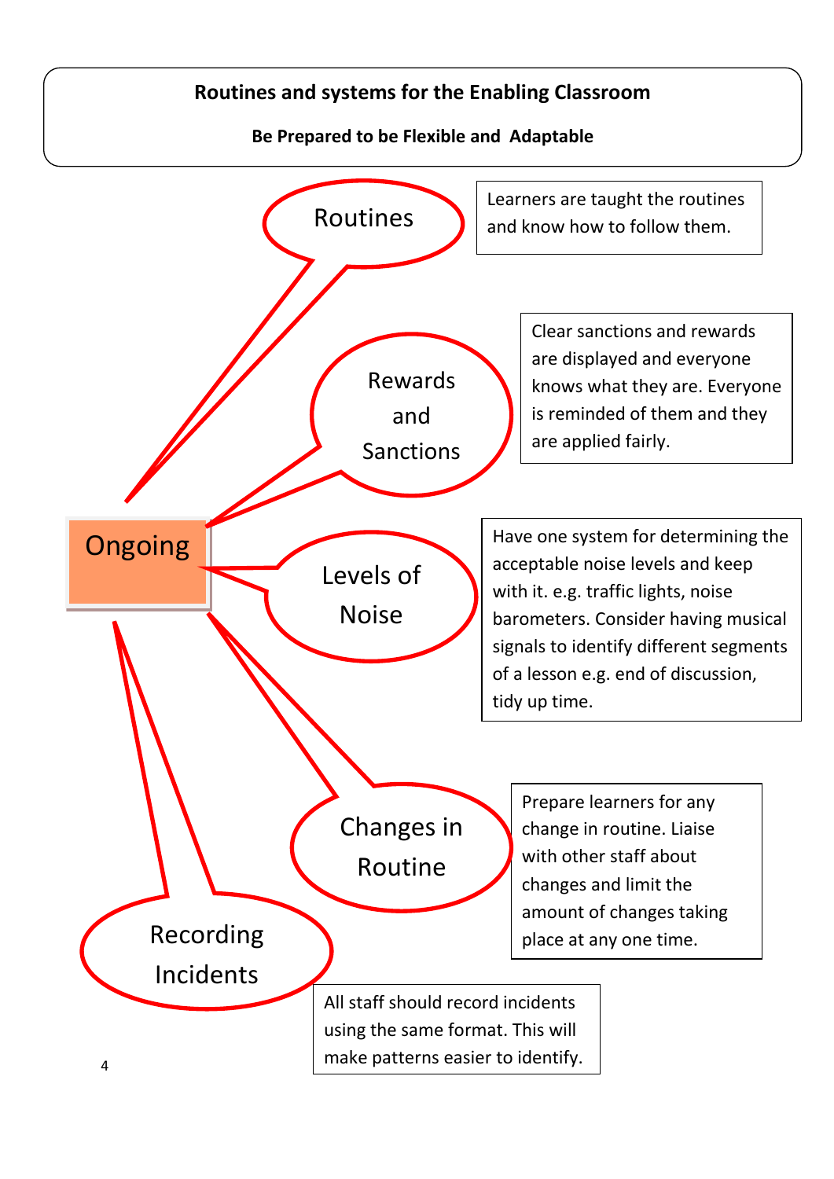## Routines and systems for the Enabling Classroom

**Be Prepared to be Flexible and Adaptable**

**Ongoing**

### Routines

Learners are taught the routines and know how to follow them.

### Rewards and Sanctions

Clear sanctions and rewards are displayed and everyone knows what they are. Everyone is reminded of them and they are applied fairly.

### Levels of Noise

Have one system for determining the acceptable noise levels and keep with it. e.g. traffic lights, noise barometers. Consider having musical signals to identify different segments of a lesson e.g. end of discussion, tidy up time.

### Changes in Routine

Prepare learners for any change in routine. Liaise with other staff about changes and limit the amount of changes taking place at any one time.

### Recording Incidents

All staff should record incidents using the same format. This will make patterns easier to identify.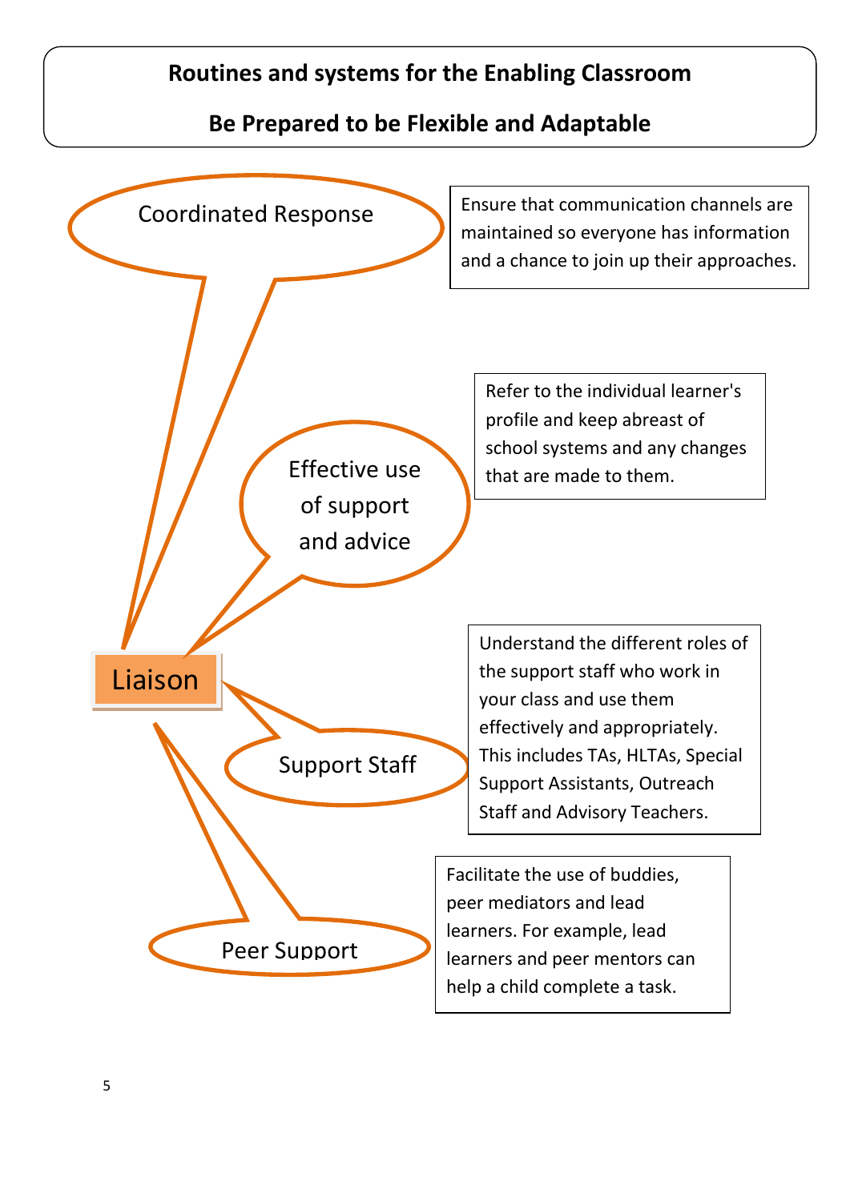# Routines and systems for the Enabling Classroom

## Be Prepared to be Flexible and Adaptable

**Liaison**

**Coordinated Response**

Ensure that communication channels are maintained so everyone has information and a chance to join up their approaches.

**Effective use of support and advice**

Refer to the individual learner's profile and keep abreast of school systems and any changes that are made to them.

**Support Staff**

Understand the different roles of the support staff who work in your class and use them effectively and appropriately. This includes TAs, HLTAs, Special Support Assistants, Outreach Staff and Advisory Teachers.

**Peer Support**

Facilitate the use of buddies, peer mediators and lead learners. For example, lead learners and peer mentors can help a child complete a task.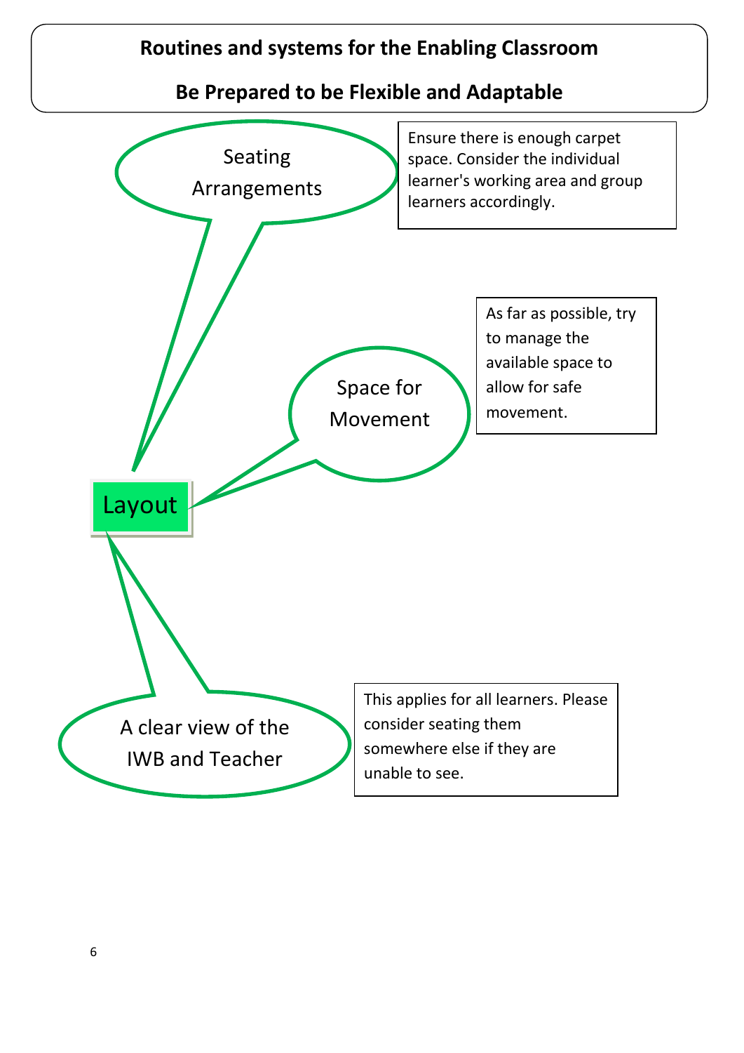# Routines and systems for the Enabling Classroom

## Be Prepared to be Flexible and Adaptable

**Layout**

- **Seating Arrangements**

  Ensure there is enough carpet space. Consider the individual learner's working area and group learners accordingly.

- **Space for Movement**

  As far as possible, try to manage the available space to allow for safe movement.

- **A clear view of the IWB and Teacher**

  This applies for all learners. Please consider seating them somewhere else if they are unable to see.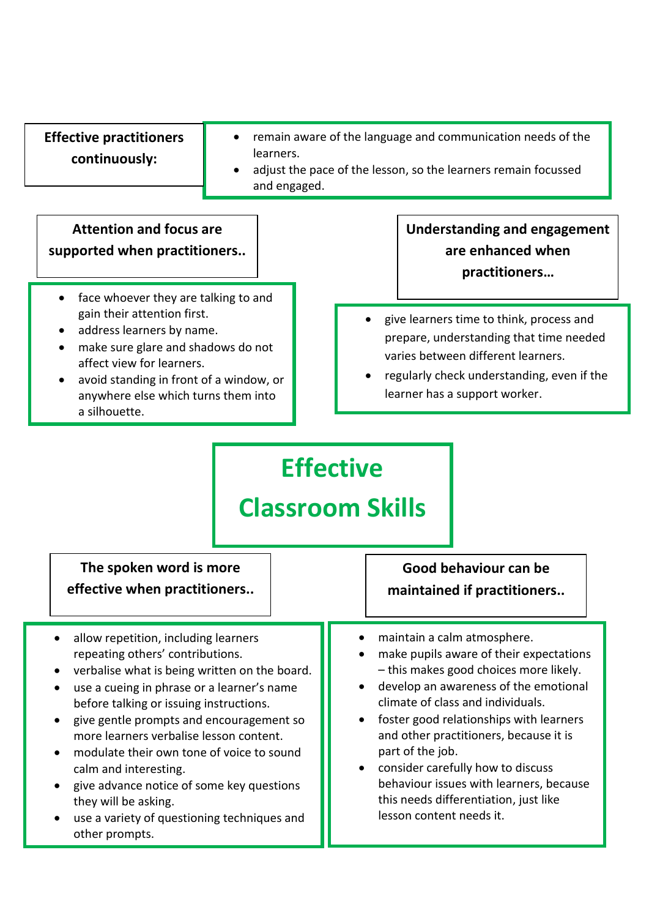# Effective Classroom Skills

**Effective practitioners continuously:**

- remain aware of the language and communication needs of the learners.
- adjust the pace of the lesson, so the learners remain focussed and engaged.

**Attention and focus are supported when practitioners..**

- face whoever they are talking to and gain their attention first.
- address learners by name.
- make sure glare and shadows do not affect view for learners.
- avoid standing in front of a window, or anywhere else which turns them into a silhouette.

**Understanding and engagement are enhanced when practitioners…**

- give learners time to think, process and prepare, understanding that time needed varies between different learners.
- regularly check understanding, even if the learner has a support worker.

**The spoken word is more effective when practitioners..**

- allow repetition, including learners repeating others' contributions.
- verbalise what is being written on the board.
- use a cueing in phrase or a learner's name before talking or issuing instructions.
- give gentle prompts and encouragement so more learners verbalise lesson content.
- modulate their own tone of voice to sound calm and interesting.
- give advance notice of some key questions they will be asking.
- use a variety of questioning techniques and other prompts.

**Good behaviour can be maintained if practitioners..**

- maintain a calm atmosphere.
- make pupils aware of their expectations – this makes good choices more likely.
- develop an awareness of the emotional climate of class and individuals.
- foster good relationships with learners and other practitioners, because it is part of the job.
- consider carefully how to discuss behaviour issues with learners, because this needs differentiation, just like lesson content needs it.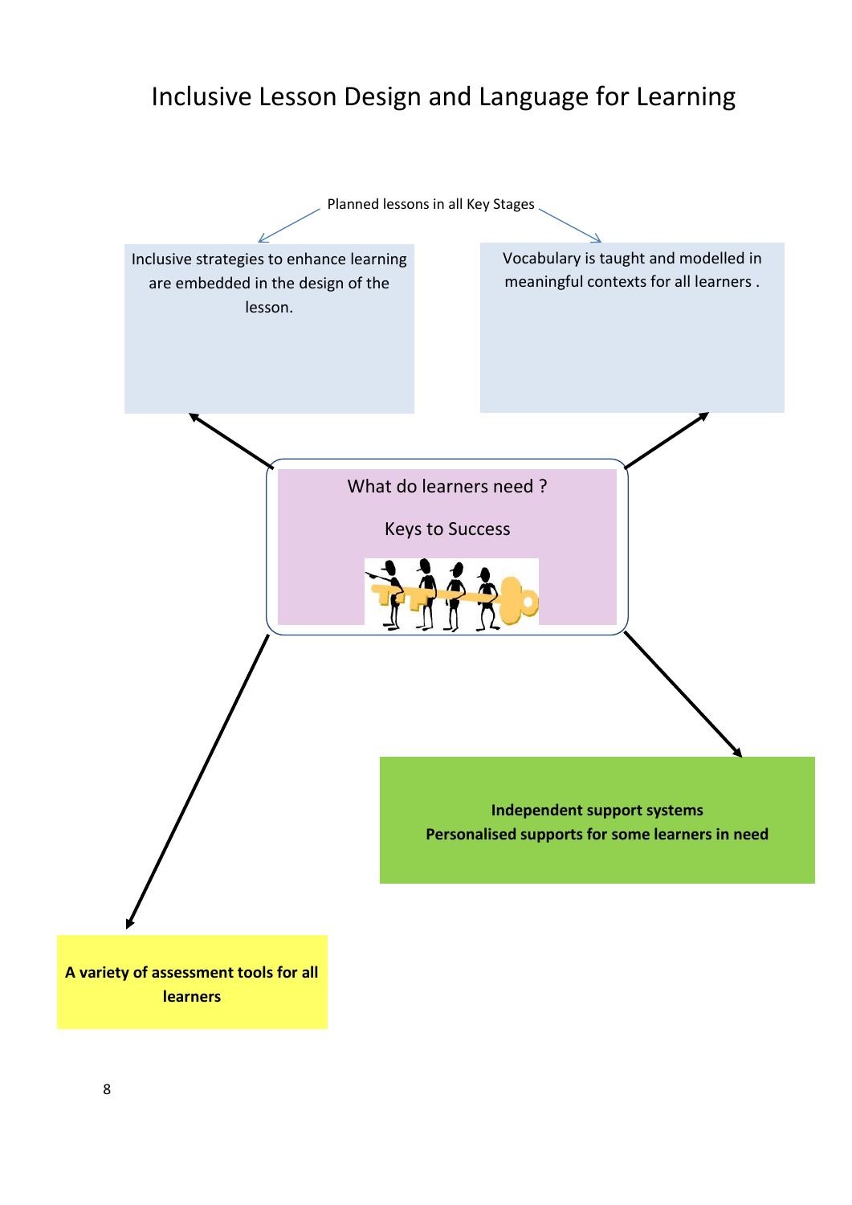# Inclusive Lesson Design and Language for Learning

Planned lessons in all Key Stages

Inclusive strategies to enhance learning are embedded in the design of the lesson.

Vocabulary is taught and modelled in meaningful contexts for all learners .

What do learners need ?

Keys to Success

**Independent support systems**
**Personalised supports for some learners in need**

**A variety of assessment tools for all learners**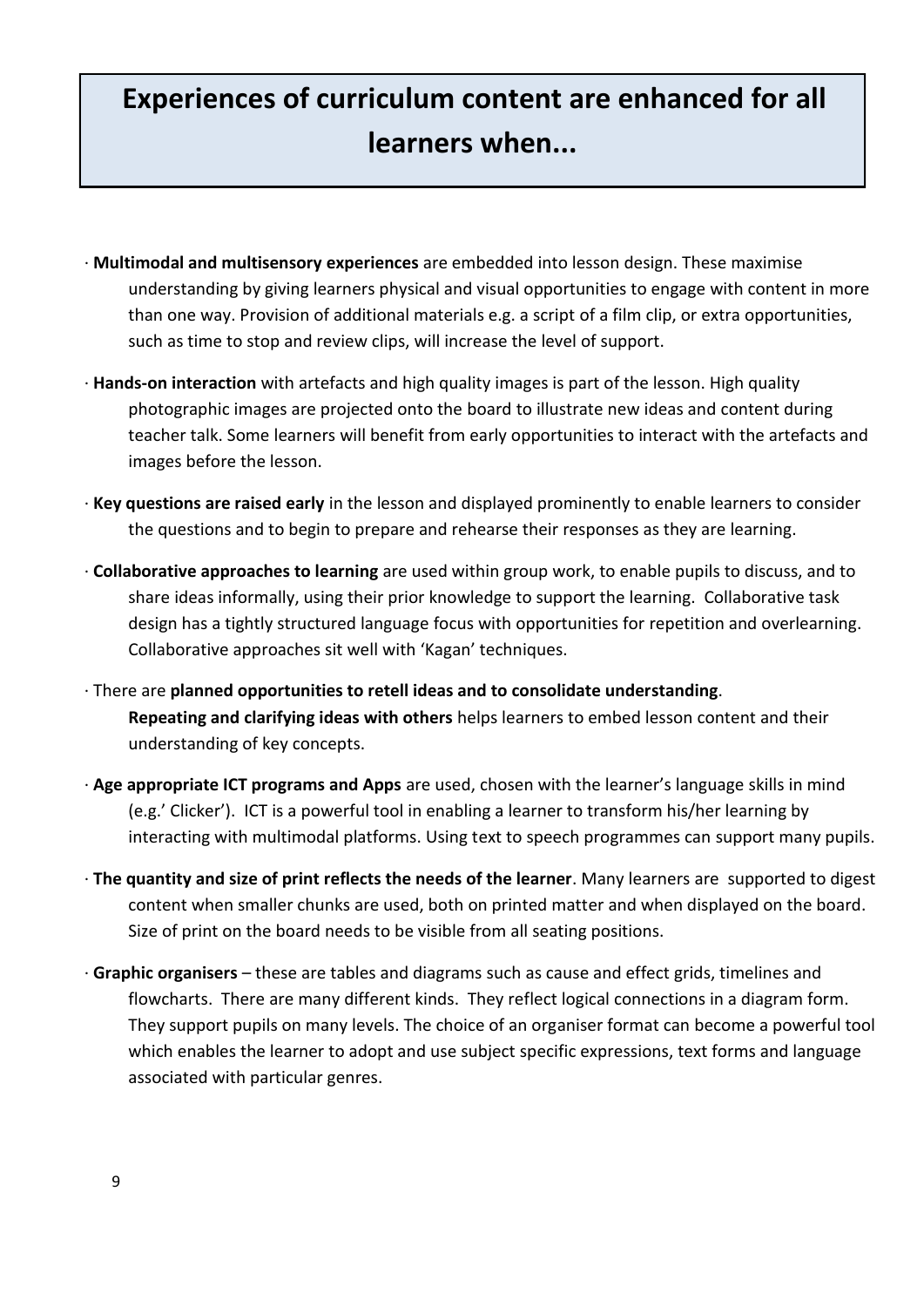# Experiences of curriculum content are enhanced for all learners when...

- **Multimodal and multisensory experiences** are embedded into lesson design. These maximise understanding by giving learners physical and visual opportunities to engage with content in more than one way. Provision of additional materials e.g. a script of a film clip, or extra opportunities, such as time to stop and review clips, will increase the level of support.
- **Hands-on interaction** with artefacts and high quality images is part of the lesson. High quality photographic images are projected onto the board to illustrate new ideas and content during teacher talk. Some learners will benefit from early opportunities to interact with the artefacts and images before the lesson.
- **Key questions are raised early** in the lesson and displayed prominently to enable learners to consider the questions and to begin to prepare and rehearse their responses as they are learning.
- **Collaborative approaches to learning** are used within group work, to enable pupils to discuss, and to share ideas informally, using their prior knowledge to support the learning. Collaborative task design has a tightly structured language focus with opportunities for repetition and overlearning. Collaborative approaches sit well with 'Kagan' techniques.
- There are **planned opportunities to retell ideas and to consolidate understanding**. **Repeating and clarifying ideas with others** helps learners to embed lesson content and their understanding of key concepts.
- **Age appropriate ICT programs and Apps** are used, chosen with the learner's language skills in mind (e.g.' Clicker'). ICT is a powerful tool in enabling a learner to transform his/her learning by interacting with multimodal platforms. Using text to speech programmes can support many pupils.
- **The quantity and size of print reflects the needs of the learner**. Many learners are supported to digest content when smaller chunks are used, both on printed matter and when displayed on the board. Size of print on the board needs to be visible from all seating positions.
- **Graphic organisers** – these are tables and diagrams such as cause and effect grids, timelines and flowcharts. There are many different kinds. They reflect logical connections in a diagram form. They support pupils on many levels. The choice of an organiser format can become a powerful tool which enables the learner to adopt and use subject specific expressions, text forms and language associated with particular genres.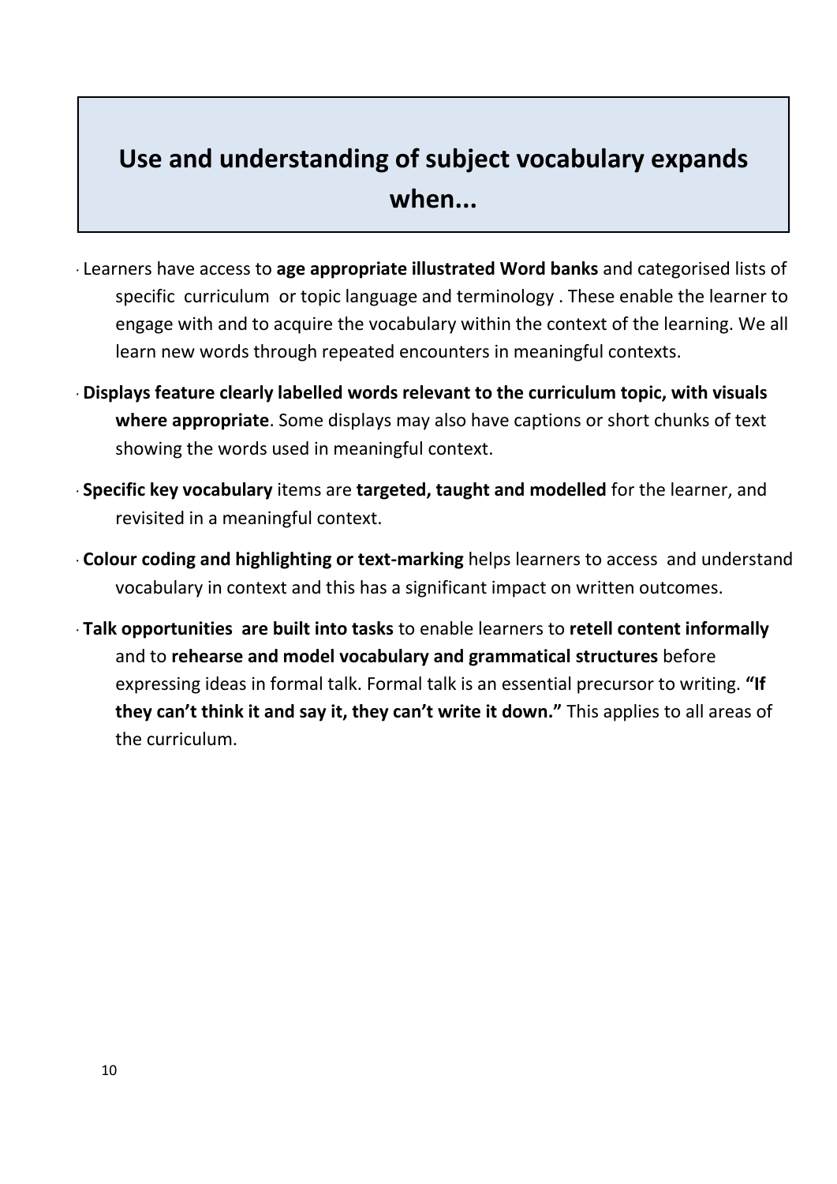## Use and understanding of subject vocabulary expands when...

- Learners have access to **age appropriate illustrated Word banks** and categorised lists of specific curriculum or topic language and terminology . These enable the learner to engage with and to acquire the vocabulary within the context of the learning. We all learn new words through repeated encounters in meaningful contexts.
- **Displays feature clearly labelled words relevant to the curriculum topic, with visuals where appropriate**. Some displays may also have captions or short chunks of text showing the words used in meaningful context.
- **Specific key vocabulary** items are **targeted, taught and modelled** for the learner, and revisited in a meaningful context.
- **Colour coding and highlighting or text-marking** helps learners to access and understand vocabulary in context and this has a significant impact on written outcomes.
- **Talk opportunities are built into tasks** to enable learners to **retell content informally** and to **rehearse and model vocabulary and grammatical structures** before expressing ideas in formal talk. Formal talk is an essential precursor to writing. **"If they can't think it and say it, they can't write it down."** This applies to all areas of the curriculum.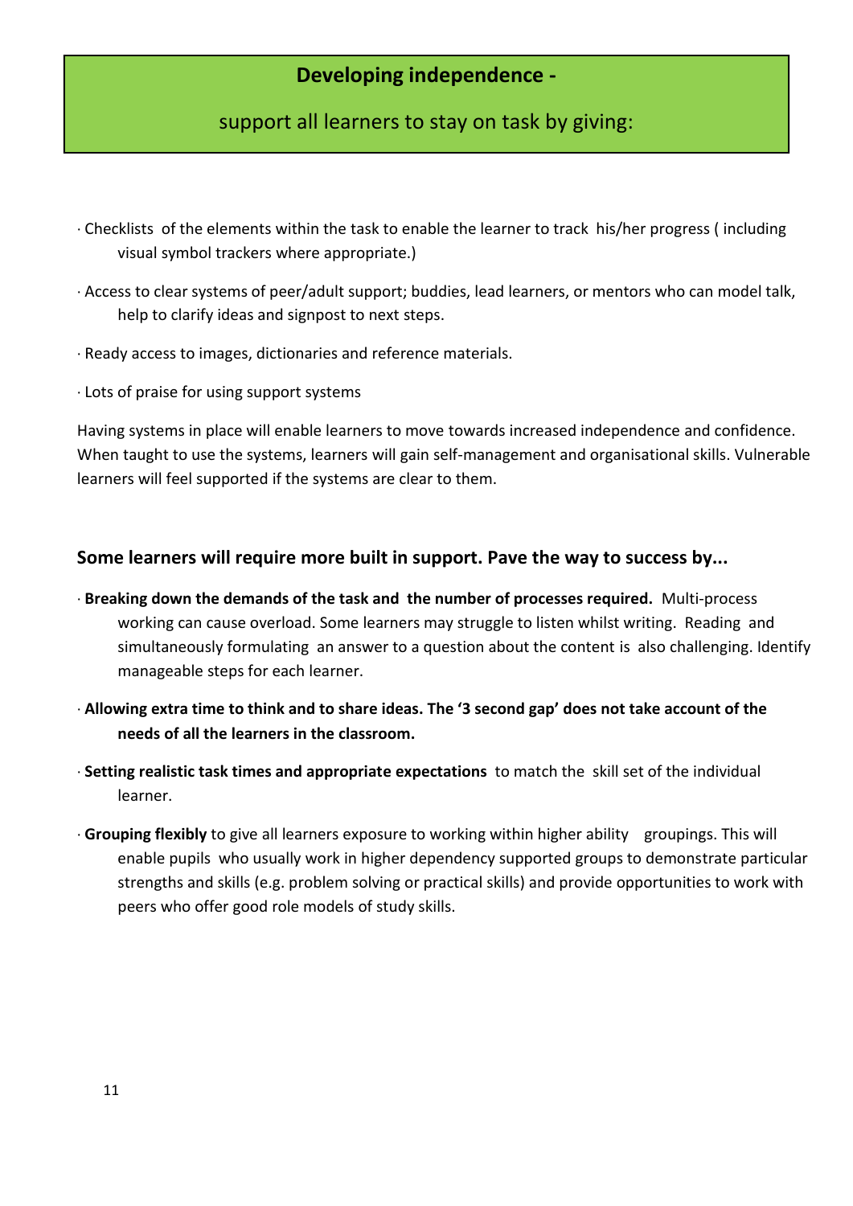## Developing independence -

support all learners to stay on task by giving:

- Checklists of the elements within the task to enable the learner to track his/her progress ( including visual symbol trackers where appropriate.)
- Access to clear systems of peer/adult support; buddies, lead learners, or mentors who can model talk, help to clarify ideas and signpost to next steps.
- Ready access to images, dictionaries and reference materials.
- Lots of praise for using support systems

Having systems in place will enable learners to move towards increased independence and confidence. When taught to use the systems, learners will gain self-management and organisational skills. Vulnerable learners will feel supported if the systems are clear to them.

### Some learners will require more built in support. Pave the way to success by...

- **Breaking down the demands of the task and the number of processes required.** Multi-process working can cause overload. Some learners may struggle to listen whilst writing. Reading and simultaneously formulating an answer to a question about the content is also challenging. Identify manageable steps for each learner.
- **Allowing extra time to think and to share ideas. The '3 second gap' does not take account of the needs of all the learners in the classroom.**
- **Setting realistic task times and appropriate expectations** to match the skill set of the individual learner.
- **Grouping flexibly** to give all learners exposure to working within higher ability groupings. This will enable pupils who usually work in higher dependency supported groups to demonstrate particular strengths and skills (e.g. problem solving or practical skills) and provide opportunities to work with peers who offer good role models of study skills.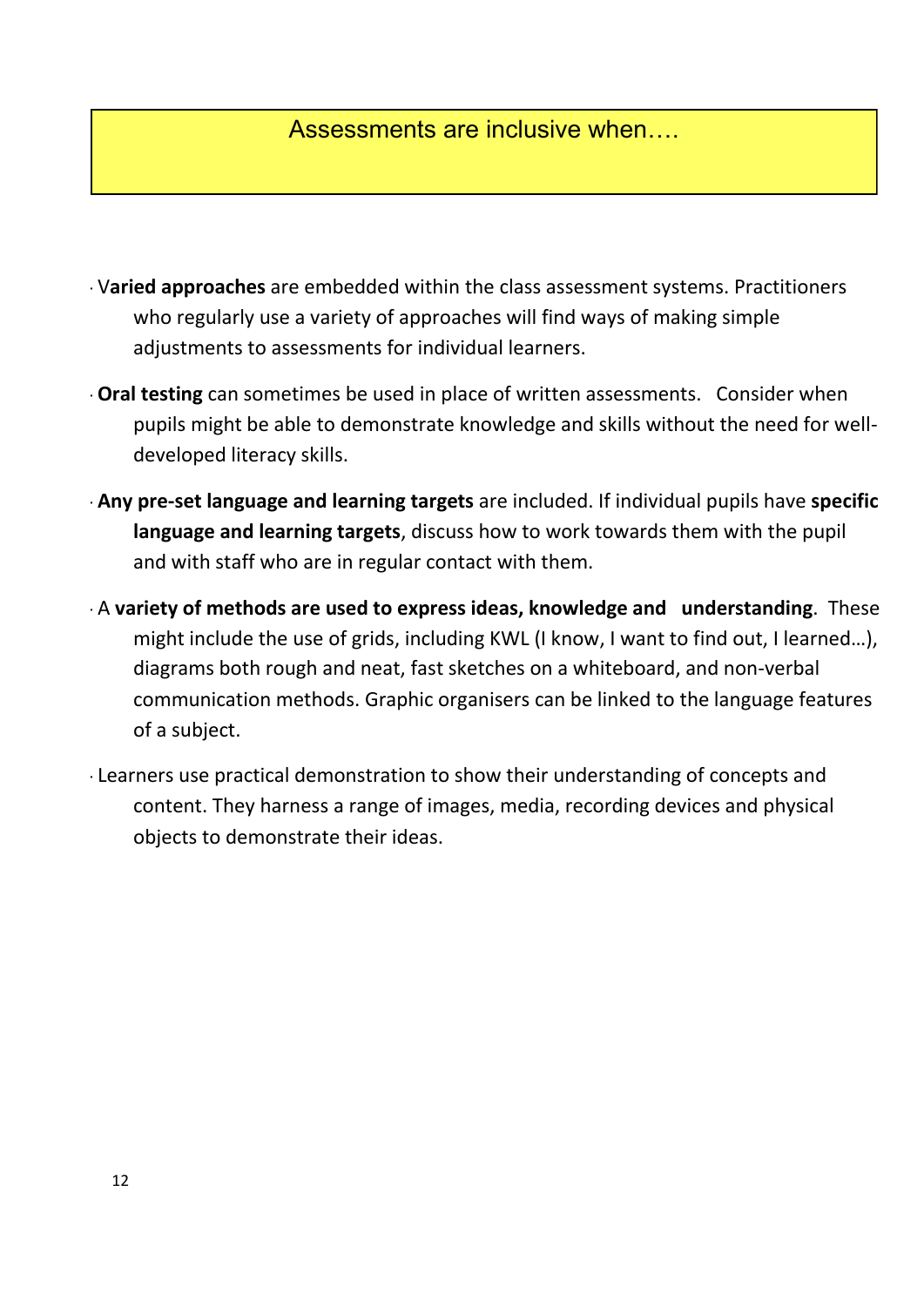## Assessments are inclusive when….

- V**aried approaches** are embedded within the class assessment systems. Practitioners who regularly use a variety of approaches will find ways of making simple adjustments to assessments for individual learners.
- **Oral testing** can sometimes be used in place of written assessments. Consider when pupils might be able to demonstrate knowledge and skills without the need for well-developed literacy skills.
- **Any pre-set language and learning targets** are included. If individual pupils have **specific language and learning targets**, discuss how to work towards them with the pupil and with staff who are in regular contact with them.
- A **variety of methods are used to express ideas, knowledge and understanding**. These might include the use of grids, including KWL (I know, I want to find out, I learned…), diagrams both rough and neat, fast sketches on a whiteboard, and non-verbal communication methods. Graphic organisers can be linked to the language features of a subject.
- Learners use practical demonstration to show their understanding of concepts and content. They harness a range of images, media, recording devices and physical objects to demonstrate their ideas.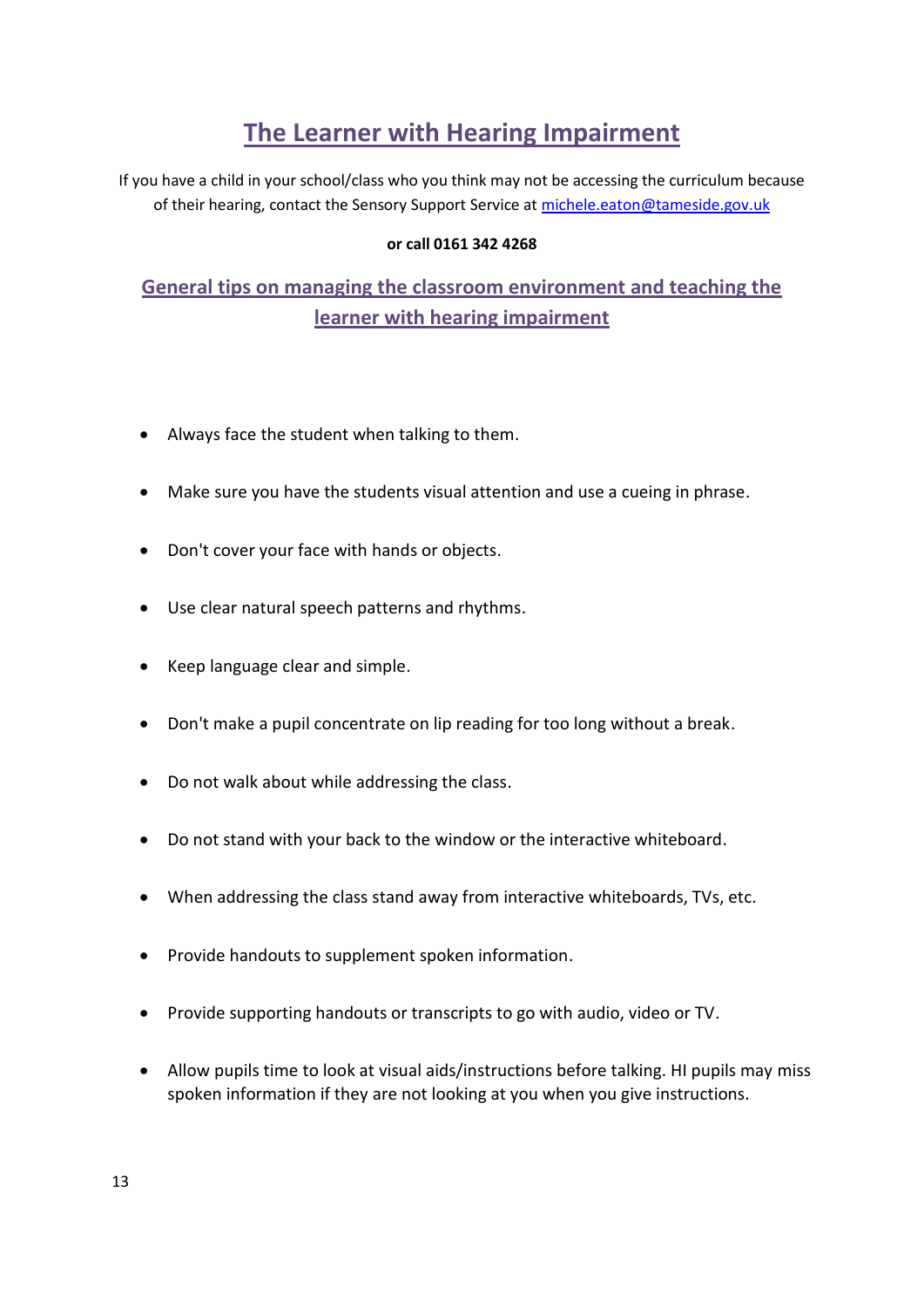# The Learner with Hearing Impairment

If you have a child in your school/class who you think may not be accessing the curriculum because of their hearing, contact the Sensory Support Service at michele.eaton@tameside.gov.uk

**or call 0161 342 4268**

## General tips on managing the classroom environment and teaching the learner with hearing impairment

- Always face the student when talking to them.
- Make sure you have the students visual attention and use a cueing in phrase.
- Don't cover your face with hands or objects.
- Use clear natural speech patterns and rhythms.
- Keep language clear and simple.
- Don't make a pupil concentrate on lip reading for too long without a break.
- Do not walk about while addressing the class.
- Do not stand with your back to the window or the interactive whiteboard.
- When addressing the class stand away from interactive whiteboards, TVs, etc.
- Provide handouts to supplement spoken information.
- Provide supporting handouts or transcripts to go with audio, video or TV.
- Allow pupils time to look at visual aids/instructions before talking. HI pupils may miss spoken information if they are not looking at you when you give instructions.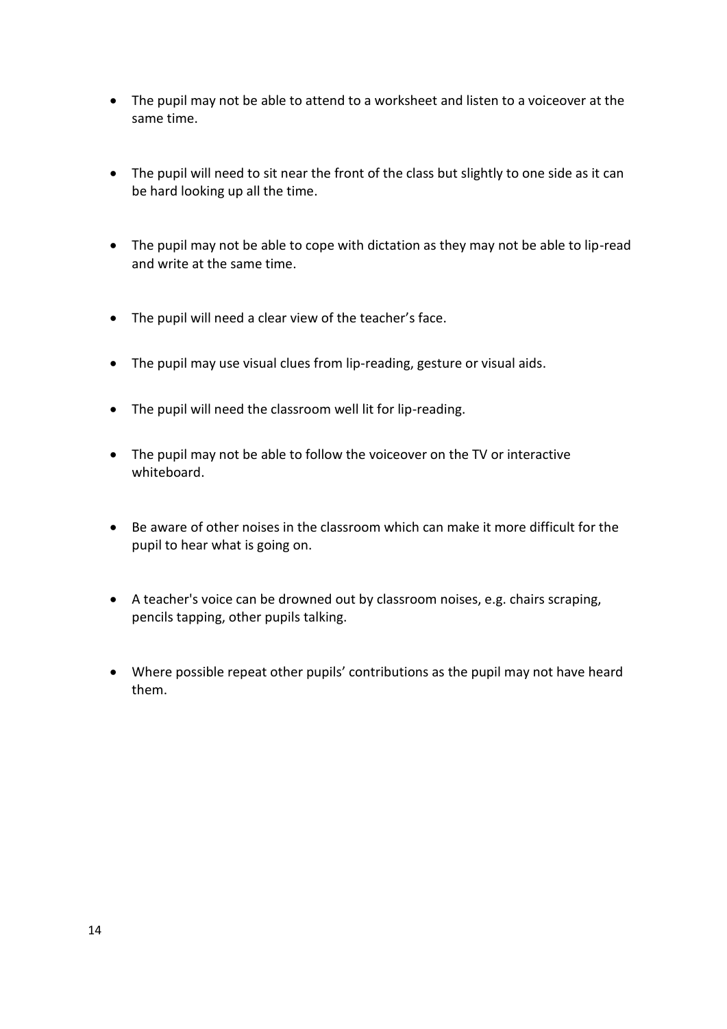- The pupil may not be able to attend to a worksheet and listen to a voiceover at the same time.

- The pupil will need to sit near the front of the class but slightly to one side as it can be hard looking up all the time.

- The pupil may not be able to cope with dictation as they may not be able to lip-read and write at the same time.

- The pupil will need a clear view of the teacher's face.

- The pupil may use visual clues from lip-reading, gesture or visual aids.

- The pupil will need the classroom well lit for lip-reading.

- The pupil may not be able to follow the voiceover on the TV or interactive whiteboard.

- Be aware of other noises in the classroom which can make it more difficult for the pupil to hear what is going on.

- A teacher's voice can be drowned out by classroom noises, e.g. chairs scraping, pencils tapping, other pupils talking.

- Where possible repeat other pupils' contributions as the pupil may not have heard them.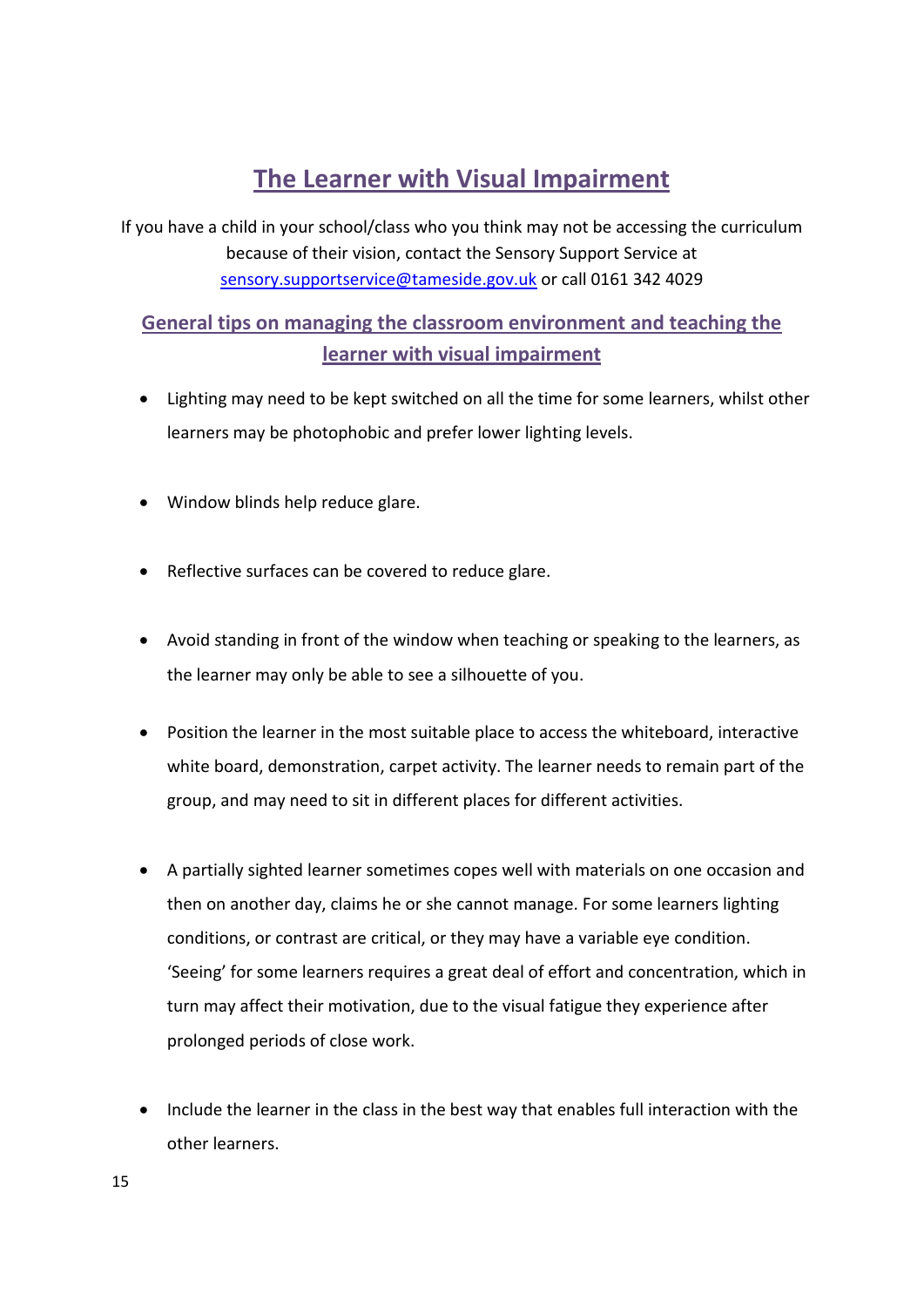# The Learner with Visual Impairment

If you have a child in your school/class who you think may not be accessing the curriculum because of their vision, contact the Sensory Support Service at [sensory.supportservice@tameside.gov.uk](mailto:sensory.supportservice@tameside.gov.uk) or call 0161 342 4029

## General tips on managing the classroom environment and teaching the learner with visual impairment

- Lighting may need to be kept switched on all the time for some learners, whilst other learners may be photophobic and prefer lower lighting levels.

- Window blinds help reduce glare.

- Reflective surfaces can be covered to reduce glare.

- Avoid standing in front of the window when teaching or speaking to the learners, as the learner may only be able to see a silhouette of you.

- Position the learner in the most suitable place to access the whiteboard, interactive white board, demonstration, carpet activity. The learner needs to remain part of the group, and may need to sit in different places for different activities.

- A partially sighted learner sometimes copes well with materials on one occasion and then on another day, claims he or she cannot manage. For some learners lighting conditions, or contrast are critical, or they may have a variable eye condition. 'Seeing' for some learners requires a great deal of effort and concentration, which in turn may affect their motivation, due to the visual fatigue they experience after prolonged periods of close work.

- Include the learner in the class in the best way that enables full interaction with the other learners.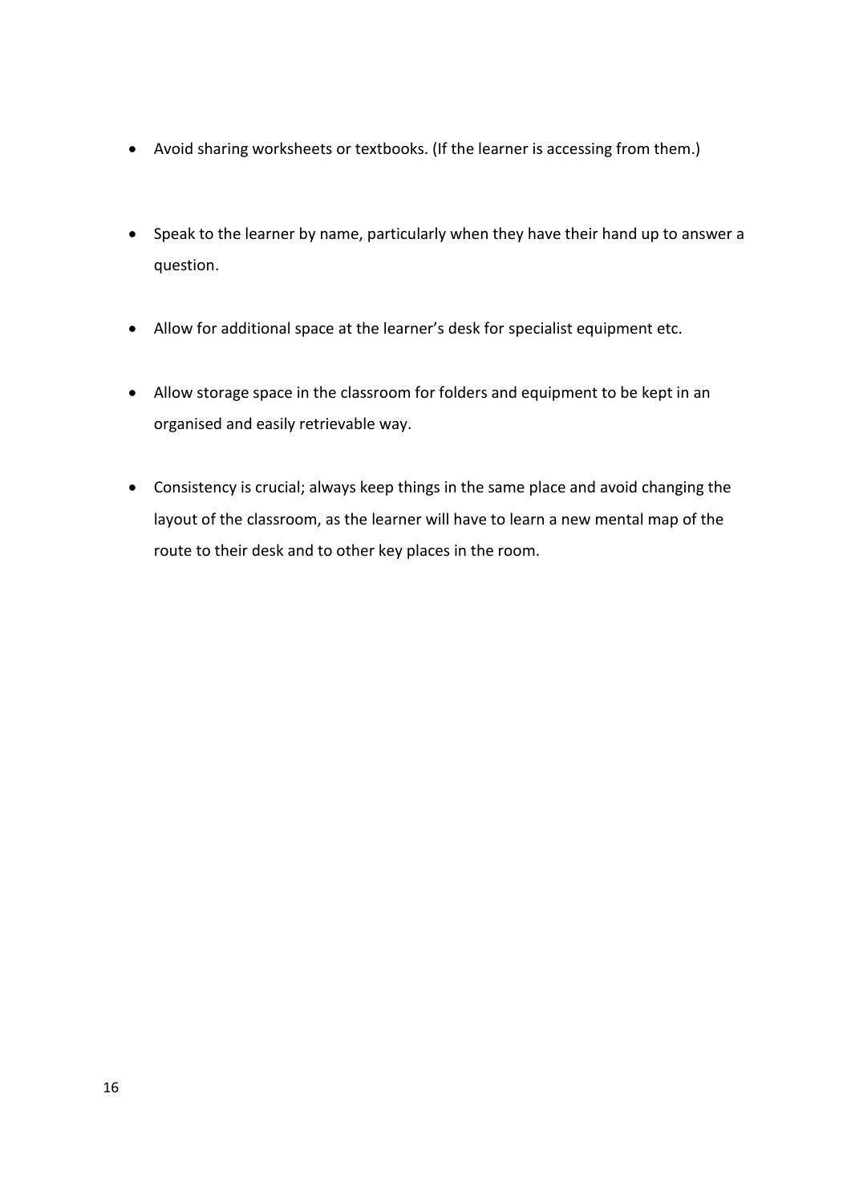- Avoid sharing worksheets or textbooks. (If the learner is accessing from them.)
- Speak to the learner by name, particularly when they have their hand up to answer a question.
- Allow for additional space at the learner's desk for specialist equipment etc.
- Allow storage space in the classroom for folders and equipment to be kept in an organised and easily retrievable way.
- Consistency is crucial; always keep things in the same place and avoid changing the layout of the classroom, as the learner will have to learn a new mental map of the route to their desk and to other key places in the room.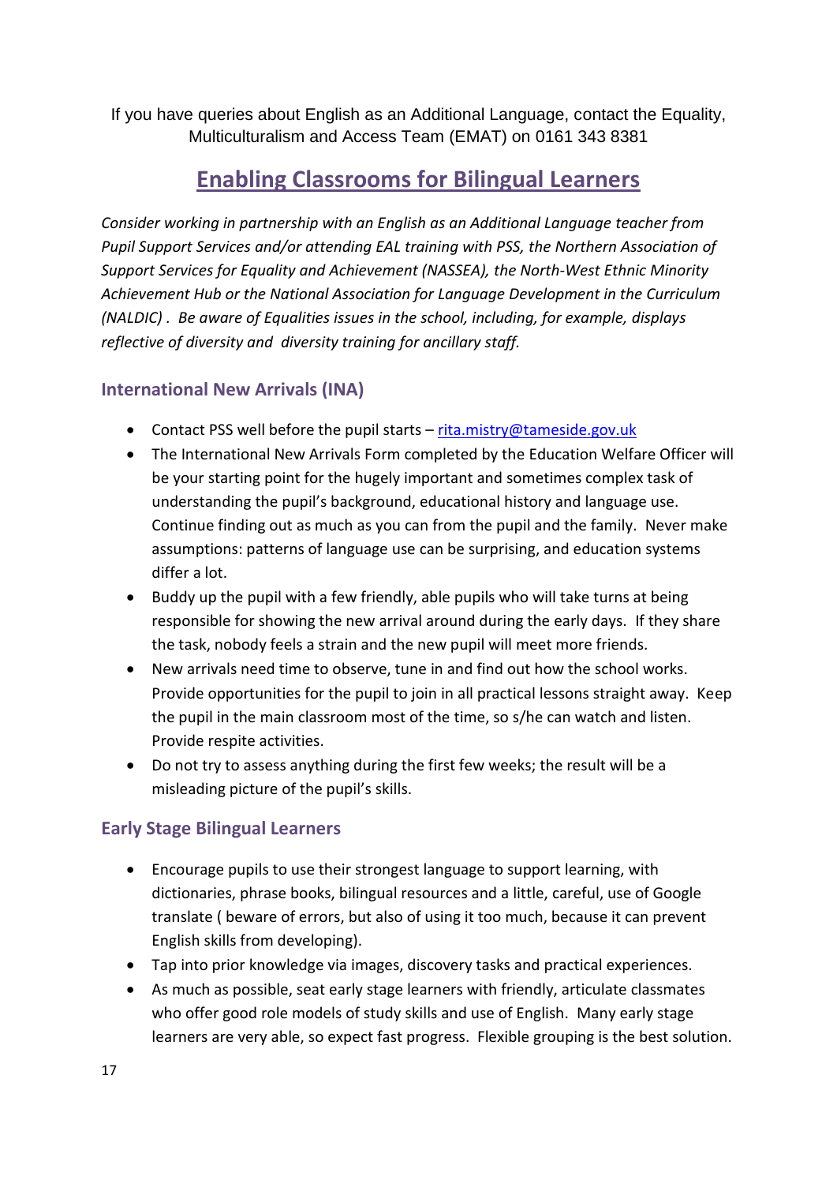If you have queries about English as an Additional Language, contact the Equality, Multiculturalism and Access Team (EMAT) on 0161 343 8381

## Enabling Classrooms for Bilingual Learners

*Consider working in partnership with an English as an Additional Language teacher from Pupil Support Services and/or attending EAL training with PSS, the Northern Association of Support Services for Equality and Achievement (NASSEA), the North-West Ethnic Minority Achievement Hub or the National Association for Language Development in the Curriculum (NALDIC) . Be aware of Equalities issues in the school, including, for example, displays reflective of diversity and diversity training for ancillary staff.*

### International New Arrivals (INA)

- Contact PSS well before the pupil starts – rita.mistry@tameside.gov.uk
- The International New Arrivals Form completed by the Education Welfare Officer will be your starting point for the hugely important and sometimes complex task of understanding the pupil's background, educational history and language use. Continue finding out as much as you can from the pupil and the family. Never make assumptions: patterns of language use can be surprising, and education systems differ a lot.
- Buddy up the pupil with a few friendly, able pupils who will take turns at being responsible for showing the new arrival around during the early days. If they share the task, nobody feels a strain and the new pupil will meet more friends.
- New arrivals need time to observe, tune in and find out how the school works. Provide opportunities for the pupil to join in all practical lessons straight away. Keep the pupil in the main classroom most of the time, so s/he can watch and listen. Provide respite activities.
- Do not try to assess anything during the first few weeks; the result will be a misleading picture of the pupil's skills.

### Early Stage Bilingual Learners

- Encourage pupils to use their strongest language to support learning, with dictionaries, phrase books, bilingual resources and a little, careful, use of Google translate ( beware of errors, but also of using it too much, because it can prevent English skills from developing).
- Tap into prior knowledge via images, discovery tasks and practical experiences.
- As much as possible, seat early stage learners with friendly, articulate classmates who offer good role models of study skills and use of English. Many early stage learners are very able, so expect fast progress. Flexible grouping is the best solution.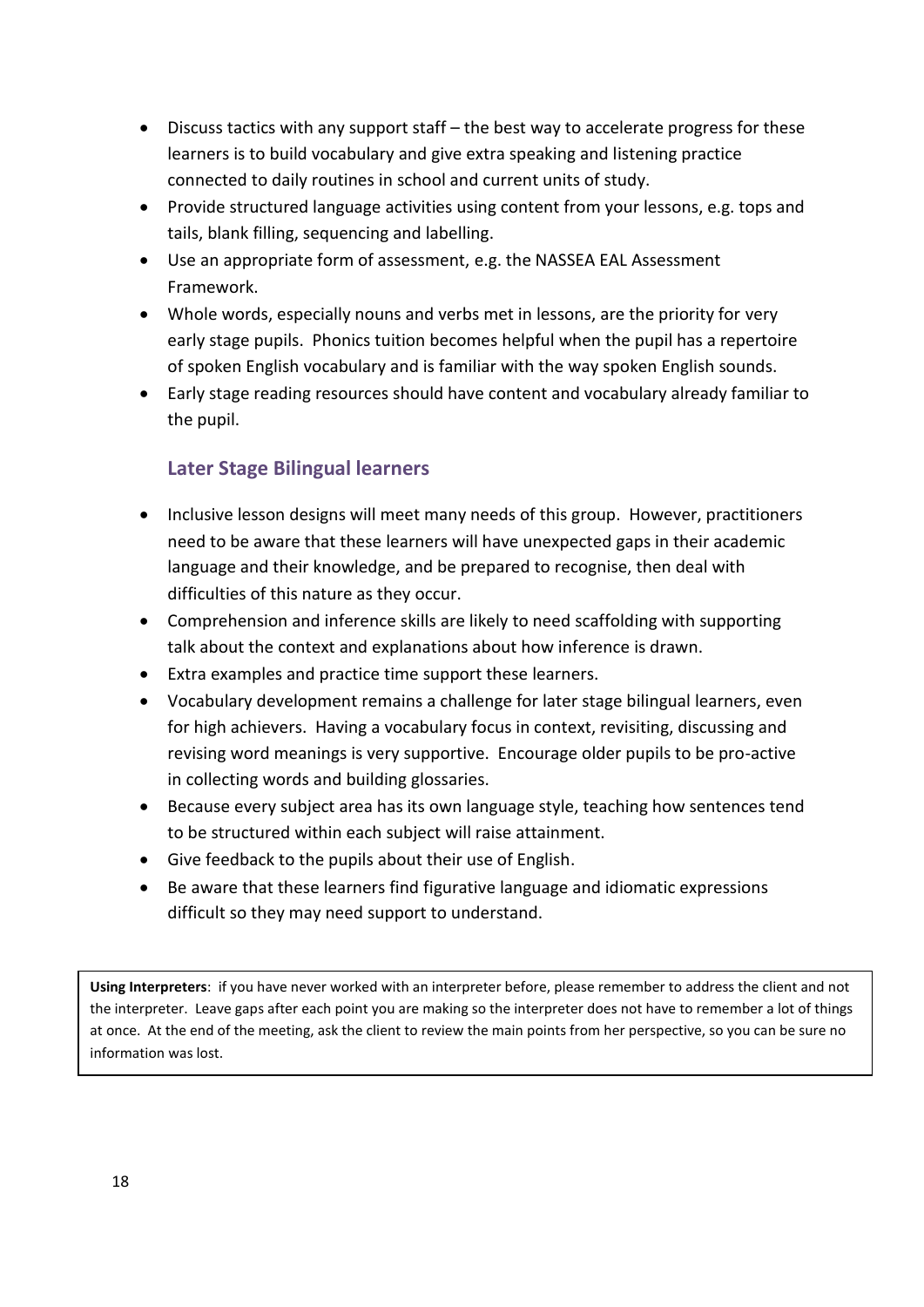- Discuss tactics with any support staff – the best way to accelerate progress for these learners is to build vocabulary and give extra speaking and listening practice connected to daily routines in school and current units of study.
- Provide structured language activities using content from your lessons, e.g. tops and tails, blank filling, sequencing and labelling.
- Use an appropriate form of assessment, e.g. the NASSEA EAL Assessment Framework.
- Whole words, especially nouns and verbs met in lessons, are the priority for very early stage pupils. Phonics tuition becomes helpful when the pupil has a repertoire of spoken English vocabulary and is familiar with the way spoken English sounds.
- Early stage reading resources should have content and vocabulary already familiar to the pupil.

### Later Stage Bilingual learners

- Inclusive lesson designs will meet many needs of this group. However, practitioners need to be aware that these learners will have unexpected gaps in their academic language and their knowledge, and be prepared to recognise, then deal with difficulties of this nature as they occur.
- Comprehension and inference skills are likely to need scaffolding with supporting talk about the context and explanations about how inference is drawn.
- Extra examples and practice time support these learners.
- Vocabulary development remains a challenge for later stage bilingual learners, even for high achievers. Having a vocabulary focus in context, revisiting, discussing and revising word meanings is very supportive. Encourage older pupils to be pro-active in collecting words and building glossaries.
- Because every subject area has its own language style, teaching how sentences tend to be structured within each subject will raise attainment.
- Give feedback to the pupils about their use of English.
- Be aware that these learners find figurative language and idiomatic expressions difficult so they may need support to understand.

**Using Interpreters**: if you have never worked with an interpreter before, please remember to address the client and not the interpreter. Leave gaps after each point you are making so the interpreter does not have to remember a lot of things at once. At the end of the meeting, ask the client to review the main points from her perspective, so you can be sure no information was lost.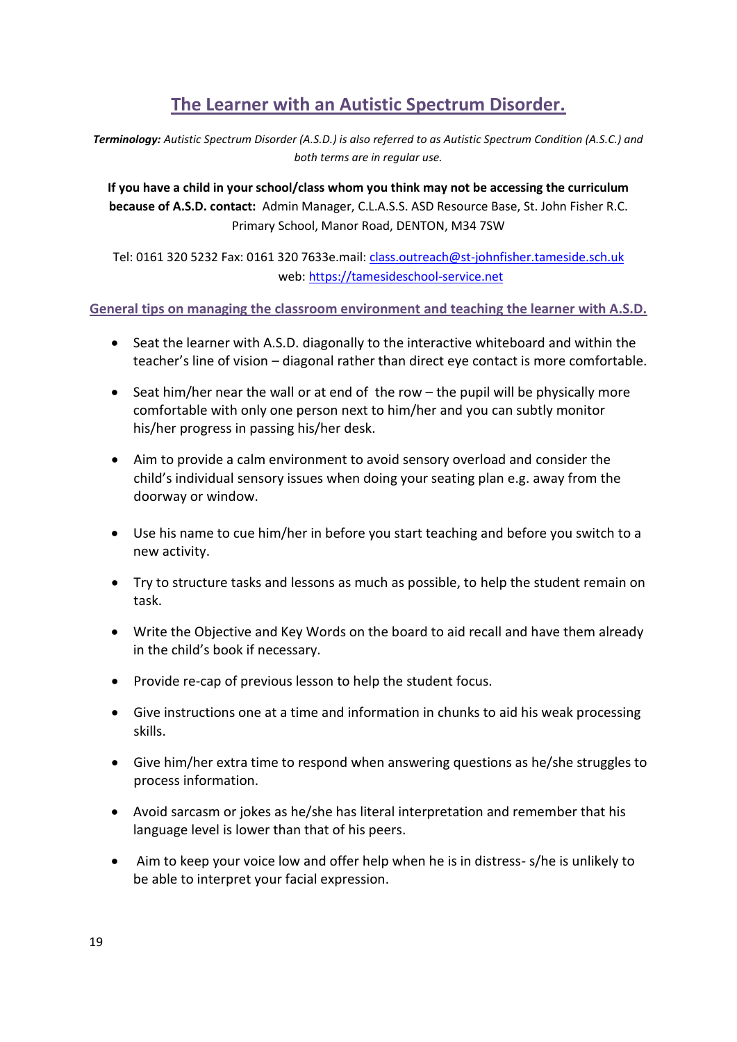# The Learner with an Autistic Spectrum Disorder.

***Terminology:** Autistic Spectrum Disorder (A.S.D.) is also referred to as Autistic Spectrum Condition (A.S.C.) and both terms are in regular use.*

**If you have a child in your school/class whom you think may not be accessing the curriculum because of A.S.D. contact:** Admin Manager, C.L.A.S.S. ASD Resource Base, St. John Fisher R.C. Primary School, Manor Road, DENTON, M34 7SW

Tel: 0161 320 5232 Fax: 0161 320 7633e.mail: class.outreach@st-johnfisher.tameside.sch.uk web: https://tamesideschool-service.net

## General tips on managing the classroom environment and teaching the learner with A.S.D.

- Seat the learner with A.S.D. diagonally to the interactive whiteboard and within the teacher's line of vision – diagonal rather than direct eye contact is more comfortable.
- Seat him/her near the wall or at end of the row – the pupil will be physically more comfortable with only one person next to him/her and you can subtly monitor his/her progress in passing his/her desk.
- Aim to provide a calm environment to avoid sensory overload and consider the child's individual sensory issues when doing your seating plan e.g. away from the doorway or window.
- Use his name to cue him/her in before you start teaching and before you switch to a new activity.
- Try to structure tasks and lessons as much as possible, to help the student remain on task.
- Write the Objective and Key Words on the board to aid recall and have them already in the child's book if necessary.
- Provide re-cap of previous lesson to help the student focus.
- Give instructions one at a time and information in chunks to aid his weak processing skills.
- Give him/her extra time to respond when answering questions as he/she struggles to process information.
- Avoid sarcasm or jokes as he/she has literal interpretation and remember that his language level is lower than that of his peers.
- Aim to keep your voice low and offer help when he is in distress- s/he is unlikely to be able to interpret your facial expression.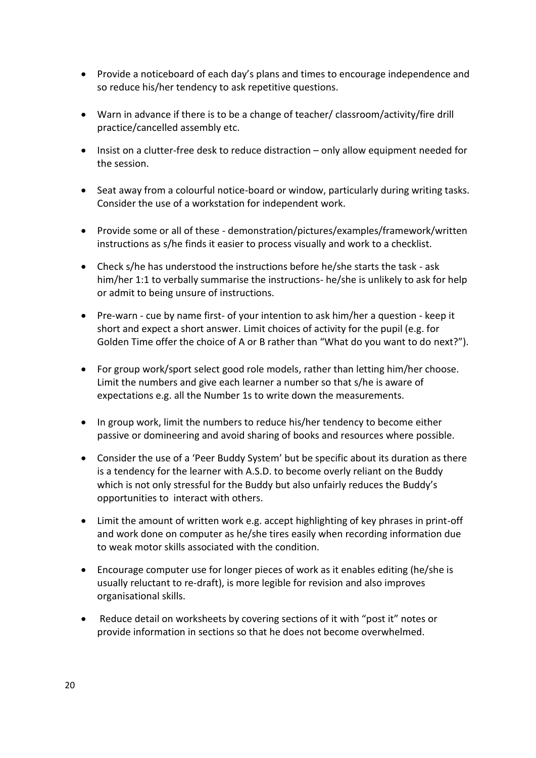- Provide a noticeboard of each day's plans and times to encourage independence and so reduce his/her tendency to ask repetitive questions.

- Warn in advance if there is to be a change of teacher/ classroom/activity/fire drill practice/cancelled assembly etc.

- Insist on a clutter-free desk to reduce distraction – only allow equipment needed for the session.

- Seat away from a colourful notice-board or window, particularly during writing tasks. Consider the use of a workstation for independent work.

- Provide some or all of these - demonstration/pictures/examples/framework/written instructions as s/he finds it easier to process visually and work to a checklist.

- Check s/he has understood the instructions before he/she starts the task - ask him/her 1:1 to verbally summarise the instructions- he/she is unlikely to ask for help or admit to being unsure of instructions.

- Pre-warn - cue by name first- of your intention to ask him/her a question - keep it short and expect a short answer. Limit choices of activity for the pupil (e.g. for Golden Time offer the choice of A or B rather than "What do you want to do next?").

- For group work/sport select good role models, rather than letting him/her choose. Limit the numbers and give each learner a number so that s/he is aware of expectations e.g. all the Number 1s to write down the measurements.

- In group work, limit the numbers to reduce his/her tendency to become either passive or domineering and avoid sharing of books and resources where possible.

- Consider the use of a 'Peer Buddy System' but be specific about its duration as there is a tendency for the learner with A.S.D. to become overly reliant on the Buddy which is not only stressful for the Buddy but also unfairly reduces the Buddy's opportunities to interact with others.

- Limit the amount of written work e.g. accept highlighting of key phrases in print-off and work done on computer as he/she tires easily when recording information due to weak motor skills associated with the condition.

- Encourage computer use for longer pieces of work as it enables editing (he/she is usually reluctant to re-draft), is more legible for revision and also improves organisational skills.

- Reduce detail on worksheets by covering sections of it with "post it" notes or provide information in sections so that he does not become overwhelmed.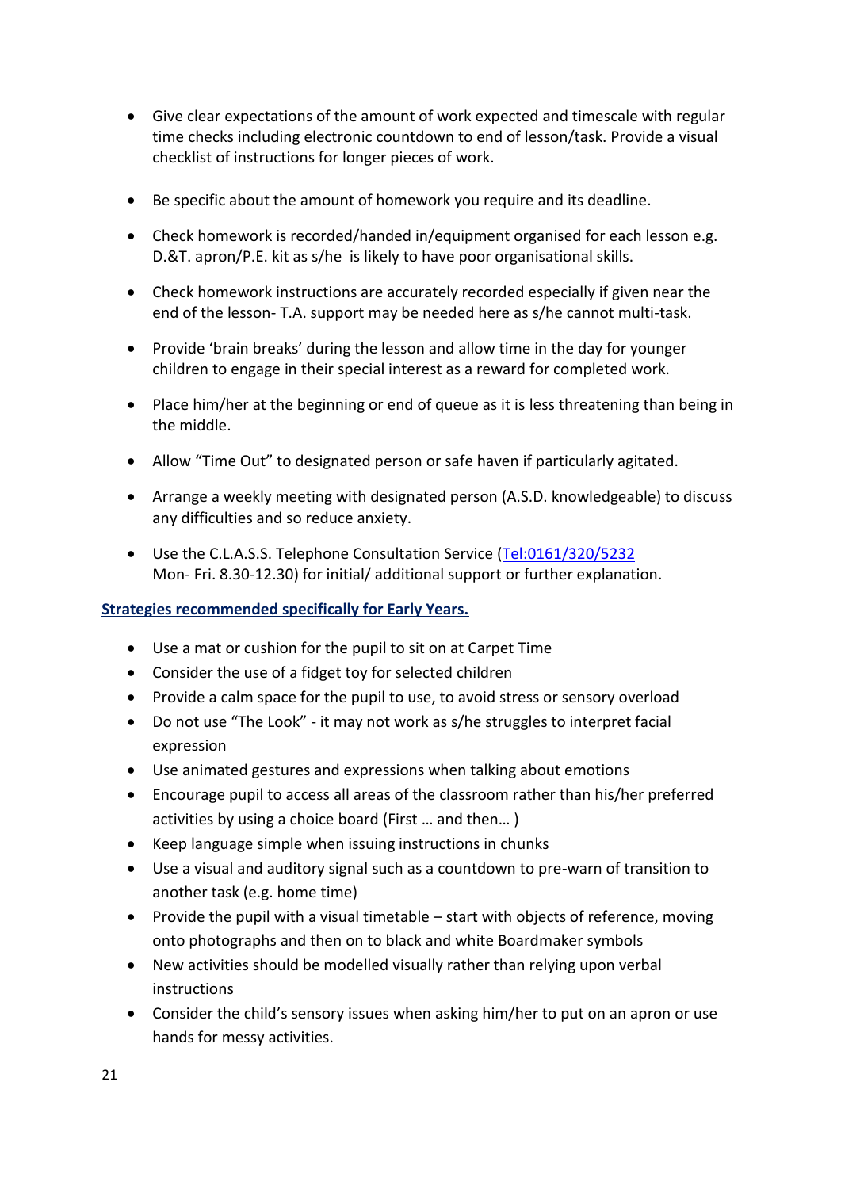- Give clear expectations of the amount of work expected and timescale with regular time checks including electronic countdown to end of lesson/task. Provide a visual checklist of instructions for longer pieces of work.

- Be specific about the amount of homework you require and its deadline.

- Check homework is recorded/handed in/equipment organised for each lesson e.g. D.&T. apron/P.E. kit as s/he is likely to have poor organisational skills.

- Check homework instructions are accurately recorded especially if given near the end of the lesson- T.A. support may be needed here as s/he cannot multi-task.

- Provide 'brain breaks' during the lesson and allow time in the day for younger children to engage in their special interest as a reward for completed work.

- Place him/her at the beginning or end of queue as it is less threatening than being in the middle.

- Allow "Time Out" to designated person or safe haven if particularly agitated.

- Arrange a weekly meeting with designated person (A.S.D. knowledgeable) to discuss any difficulties and so reduce anxiety.

- Use the C.L.A.S.S. Telephone Consultation Service (Tel:0161/320/5232 Mon- Fri. 8.30-12.30) for initial/ additional support or further explanation.

**Strategies recommended specifically for Early Years.**

- Use a mat or cushion for the pupil to sit on at Carpet Time
- Consider the use of a fidget toy for selected children
- Provide a calm space for the pupil to use, to avoid stress or sensory overload
- Do not use "The Look" - it may not work as s/he struggles to interpret facial expression
- Use animated gestures and expressions when talking about emotions
- Encourage pupil to access all areas of the classroom rather than his/her preferred activities by using a choice board (First … and then… )
- Keep language simple when issuing instructions in chunks
- Use a visual and auditory signal such as a countdown to pre-warn of transition to another task (e.g. home time)
- Provide the pupil with a visual timetable – start with objects of reference, moving onto photographs and then on to black and white Boardmaker symbols
- New activities should be modelled visually rather than relying upon verbal instructions
- Consider the child's sensory issues when asking him/her to put on an apron or use hands for messy activities.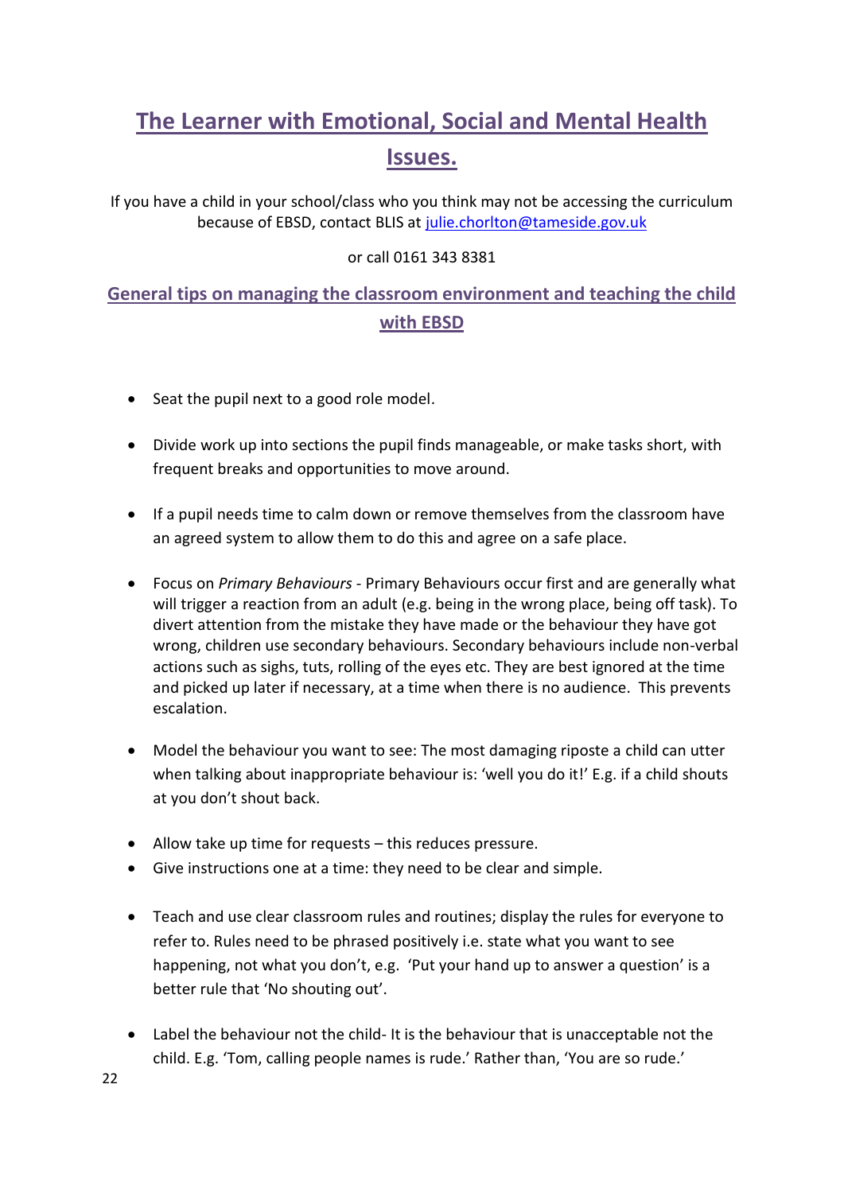# The Learner with Emotional, Social and Mental Health Issues.

If you have a child in your school/class who you think may not be accessing the curriculum because of EBSD, contact BLIS at julie.chorlton@tameside.gov.uk

or call 0161 343 8381

## General tips on managing the classroom environment and teaching the child with EBSD

- Seat the pupil next to a good role model.

- Divide work up into sections the pupil finds manageable, or make tasks short, with frequent breaks and opportunities to move around.

- If a pupil needs time to calm down or remove themselves from the classroom have an agreed system to allow them to do this and agree on a safe place.

- Focus on *Primary Behaviours* - Primary Behaviours occur first and are generally what will trigger a reaction from an adult (e.g. being in the wrong place, being off task). To divert attention from the mistake they have made or the behaviour they have got wrong, children use secondary behaviours. Secondary behaviours include non-verbal actions such as sighs, tuts, rolling of the eyes etc. They are best ignored at the time and picked up later if necessary, at a time when there is no audience. This prevents escalation.

- Model the behaviour you want to see: The most damaging riposte a child can utter when talking about inappropriate behaviour is: 'well you do it!' E.g. if a child shouts at you don't shout back.

- Allow take up time for requests – this reduces pressure.
- Give instructions one at a time: they need to be clear and simple.

- Teach and use clear classroom rules and routines; display the rules for everyone to refer to. Rules need to be phrased positively i.e. state what you want to see happening, not what you don't, e.g. 'Put your hand up to answer a question' is a better rule that 'No shouting out'.

- Label the behaviour not the child- It is the behaviour that is unacceptable not the child. E.g. 'Tom, calling people names is rude.' Rather than, 'You are so rude.'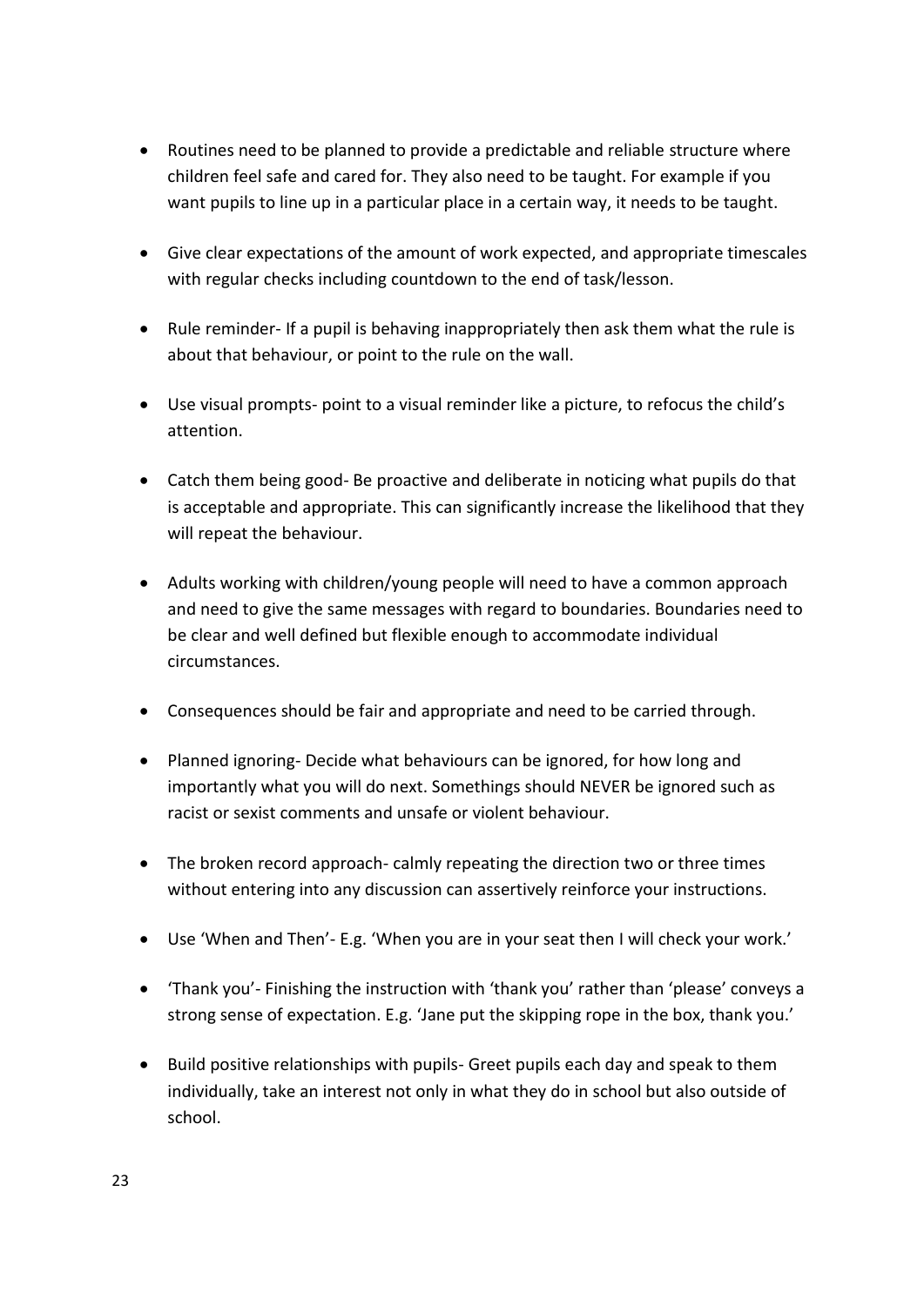- Routines need to be planned to provide a predictable and reliable structure where children feel safe and cared for. They also need to be taught. For example if you want pupils to line up in a particular place in a certain way, it needs to be taught.

- Give clear expectations of the amount of work expected, and appropriate timescales with regular checks including countdown to the end of task/lesson.

- Rule reminder- If a pupil is behaving inappropriately then ask them what the rule is about that behaviour, or point to the rule on the wall.

- Use visual prompts- point to a visual reminder like a picture, to refocus the child's attention.

- Catch them being good- Be proactive and deliberate in noticing what pupils do that is acceptable and appropriate. This can significantly increase the likelihood that they will repeat the behaviour.

- Adults working with children/young people will need to have a common approach and need to give the same messages with regard to boundaries. Boundaries need to be clear and well defined but flexible enough to accommodate individual circumstances.

- Consequences should be fair and appropriate and need to be carried through.

- Planned ignoring- Decide what behaviours can be ignored, for how long and importantly what you will do next. Somethings should NEVER be ignored such as racist or sexist comments and unsafe or violent behaviour.

- The broken record approach- calmly repeating the direction two or three times without entering into any discussion can assertively reinforce your instructions.

- Use 'When and Then'- E.g. 'When you are in your seat then I will check your work.'

- 'Thank you'- Finishing the instruction with 'thank you' rather than 'please' conveys a strong sense of expectation. E.g. 'Jane put the skipping rope in the box, thank you.'

- Build positive relationships with pupils- Greet pupils each day and speak to them individually, take an interest not only in what they do in school but also outside of school.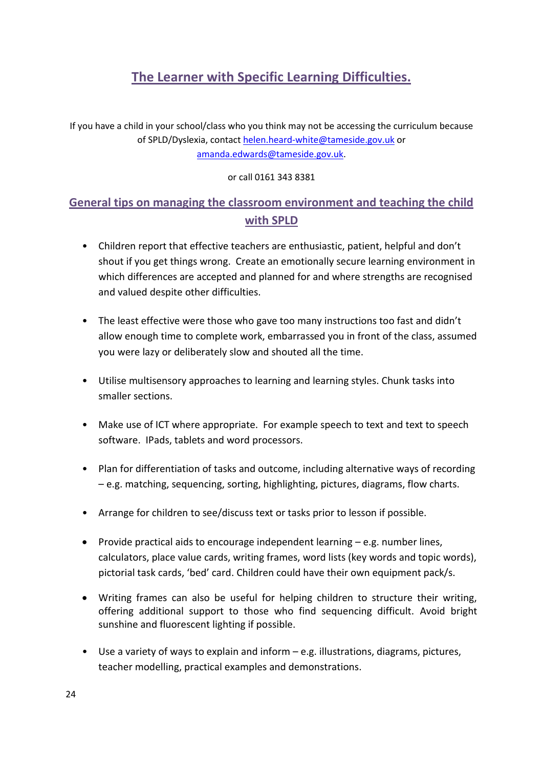# The Learner with Specific Learning Difficulties.

If you have a child in your school/class who you think may not be accessing the curriculum because of SPLD/Dyslexia, contact helen.heard-white@tameside.gov.uk or amanda.edwards@tameside.gov.uk.

or call 0161 343 8381

## General tips on managing the classroom environment and teaching the child with SPLD

- Children report that effective teachers are enthusiastic, patient, helpful and don't shout if you get things wrong. Create an emotionally secure learning environment in which differences are accepted and planned for and where strengths are recognised and valued despite other difficulties.

- The least effective were those who gave too many instructions too fast and didn't allow enough time to complete work, embarrassed you in front of the class, assumed you were lazy or deliberately slow and shouted all the time.

- Utilise multisensory approaches to learning and learning styles. Chunk tasks into smaller sections.

- Make use of ICT where appropriate. For example speech to text and text to speech software. IPads, tablets and word processors.

- Plan for differentiation of tasks and outcome, including alternative ways of recording – e.g. matching, sequencing, sorting, highlighting, pictures, diagrams, flow charts.

- Arrange for children to see/discuss text or tasks prior to lesson if possible.

- Provide practical aids to encourage independent learning – e.g. number lines, calculators, place value cards, writing frames, word lists (key words and topic words), pictorial task cards, 'bed' card. Children could have their own equipment pack/s.

- Writing frames can also be useful for helping children to structure their writing, offering additional support to those who find sequencing difficult. Avoid bright sunshine and fluorescent lighting if possible.

- Use a variety of ways to explain and inform – e.g. illustrations, diagrams, pictures, teacher modelling, practical examples and demonstrations.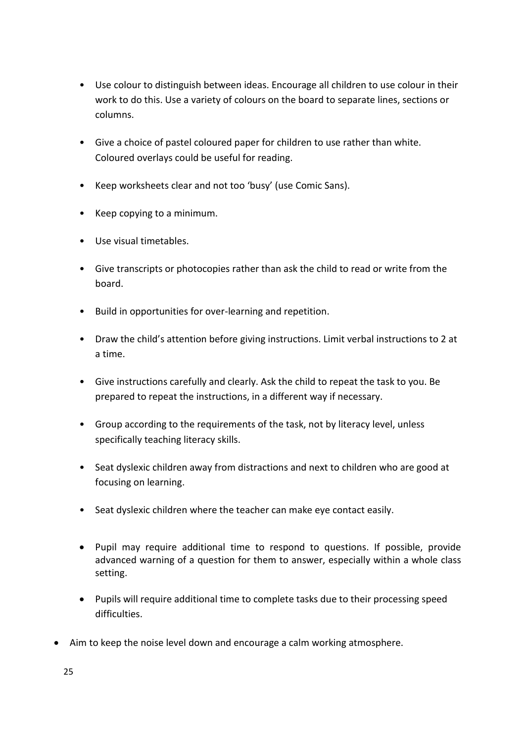- Use colour to distinguish between ideas. Encourage all children to use colour in their work to do this. Use a variety of colours on the board to separate lines, sections or columns.
- Give a choice of pastel coloured paper for children to use rather than white. Coloured overlays could be useful for reading.
- Keep worksheets clear and not too 'busy' (use Comic Sans).
- Keep copying to a minimum.
- Use visual timetables.
- Give transcripts or photocopies rather than ask the child to read or write from the board.
- Build in opportunities for over-learning and repetition.
- Draw the child's attention before giving instructions. Limit verbal instructions to 2 at a time.
- Give instructions carefully and clearly. Ask the child to repeat the task to you. Be prepared to repeat the instructions, in a different way if necessary.
- Group according to the requirements of the task, not by literacy level, unless specifically teaching literacy skills.
- Seat dyslexic children away from distractions and next to children who are good at focusing on learning.
- Seat dyslexic children where the teacher can make eye contact easily.
- Pupil may require additional time to respond to questions. If possible, provide advanced warning of a question for them to answer, especially within a whole class setting.
- Pupils will require additional time to complete tasks due to their processing speed difficulties.
- Aim to keep the noise level down and encourage a calm working atmosphere.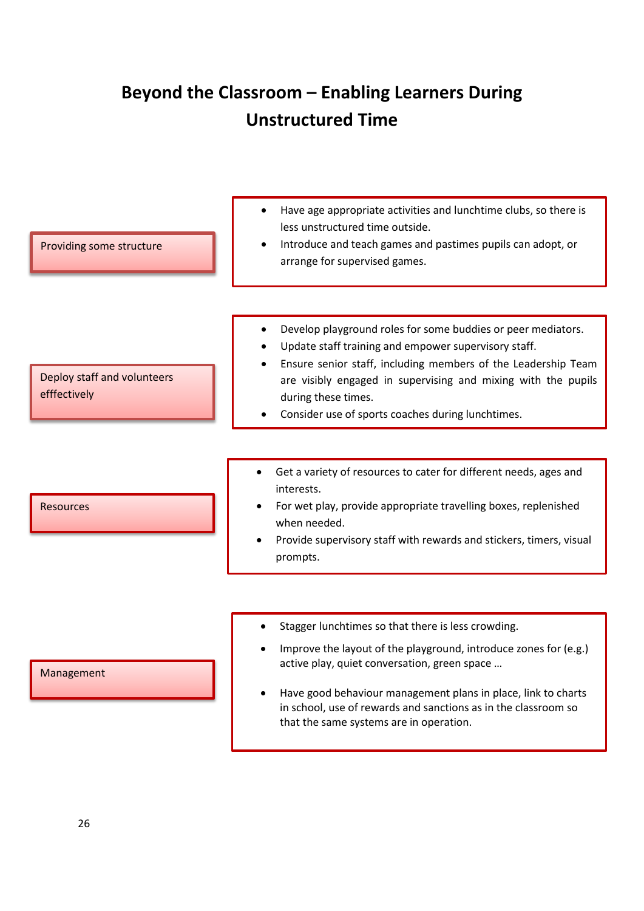# Beyond the Classroom – Enabling Learners During Unstructured Time

## Providing some structure

- Have age appropriate activities and lunchtime clubs, so there is less unstructured time outside.
- Introduce and teach games and pastimes pupils can adopt, or arrange for supervised games.

## Deploy staff and volunteers efffectively

- Develop playground roles for some buddies or peer mediators.
- Update staff training and empower supervisory staff.
- Ensure senior staff, including members of the Leadership Team are visibly engaged in supervising and mixing with the pupils during these times.
- Consider use of sports coaches during lunchtimes.

## Resources

- Get a variety of resources to cater for different needs, ages and interests.
- For wet play, provide appropriate travelling boxes, replenished when needed.
- Provide supervisory staff with rewards and stickers, timers, visual prompts.

## Management

- Stagger lunchtimes so that there is less crowding.
- Improve the layout of the playground, introduce zones for (e.g.) active play, quiet conversation, green space …
- Have good behaviour management plans in place, link to charts in school, use of rewards and sanctions as in the classroom so that the same systems are in operation.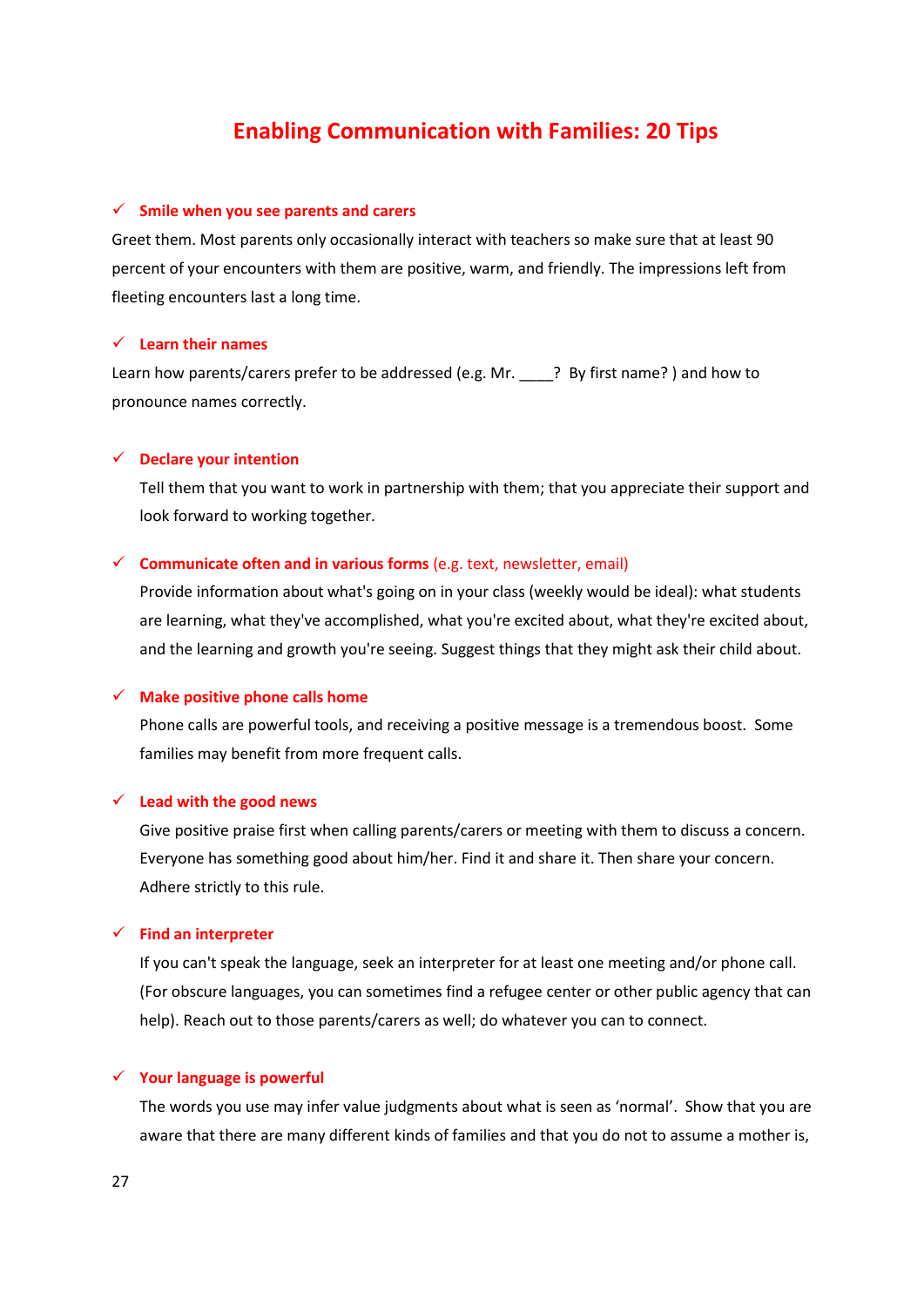# Enabling Communication with Families: 20 Tips

✓ **Smile when you see parents and carers**

Greet them. Most parents only occasionally interact with teachers so make sure that at least 90 percent of your encounters with them are positive, warm, and friendly. The impressions left from fleeting encounters last a long time.

✓ **Learn their names**

Learn how parents/carers prefer to be addressed (e.g. Mr. ____? By first name? ) and how to pronounce names correctly.

✓ **Declare your intention**

Tell them that you want to work in partnership with them; that you appreciate their support and look forward to working together.

✓ **Communicate often and in various forms** (e.g. text, newsletter, email)

Provide information about what's going on in your class (weekly would be ideal): what students are learning, what they've accomplished, what you're excited about, what they're excited about, and the learning and growth you're seeing. Suggest things that they might ask their child about.

✓ **Make positive phone calls home**

Phone calls are powerful tools, and receiving a positive message is a tremendous boost. Some families may benefit from more frequent calls.

✓ **Lead with the good news**

Give positive praise first when calling parents/carers or meeting with them to discuss a concern. Everyone has something good about him/her. Find it and share it. Then share your concern. Adhere strictly to this rule.

✓ **Find an interpreter**

If you can't speak the language, seek an interpreter for at least one meeting and/or phone call. (For obscure languages, you can sometimes find a refugee center or other public agency that can help). Reach out to those parents/carers as well; do whatever you can to connect.

✓ **Your language is powerful**

The words you use may infer value judgments about what is seen as 'normal'. Show that you are aware that there are many different kinds of families and that you do not to assume a mother is,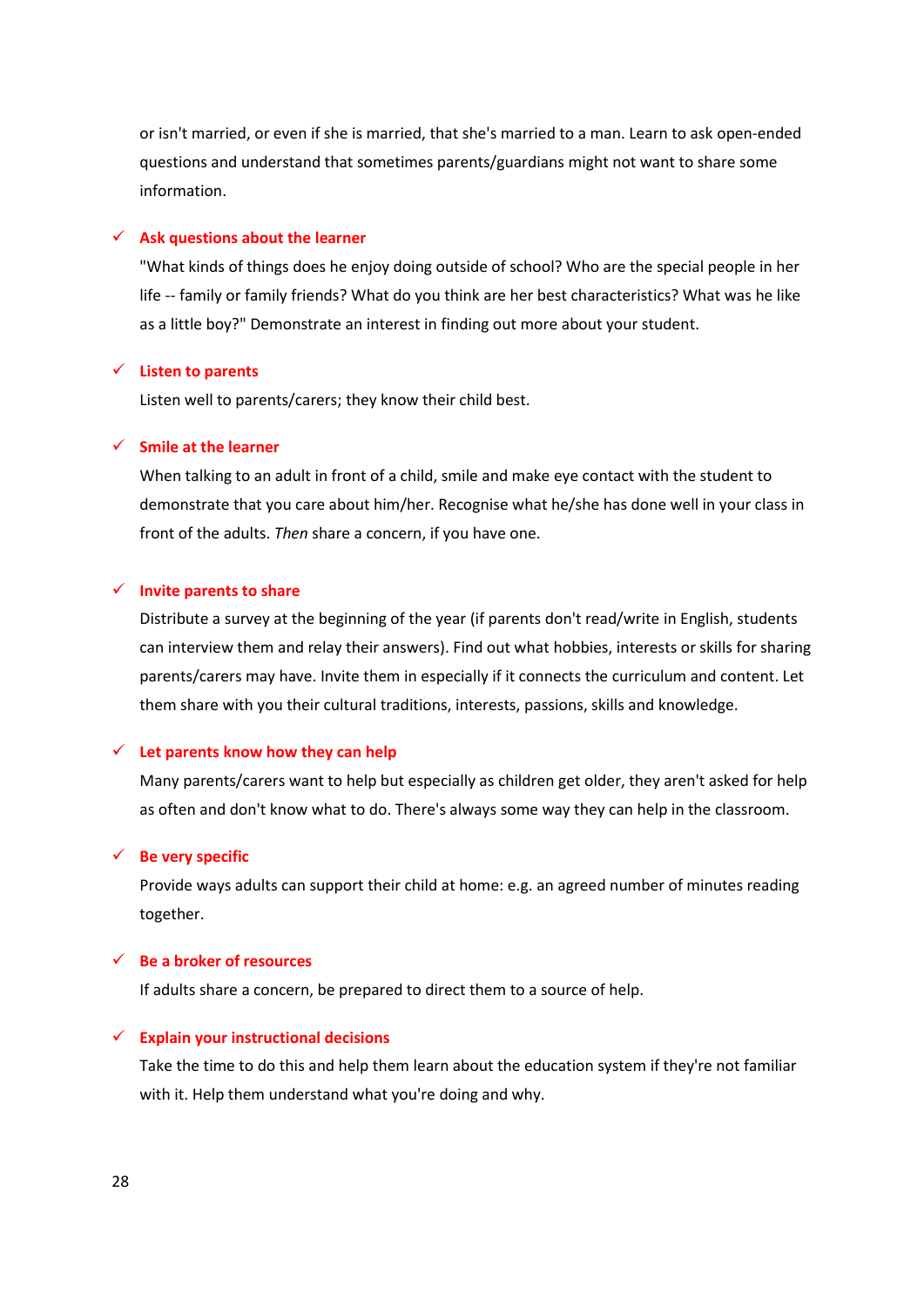or isn't married, or even if she is married, that she's married to a man. Learn to ask open-ended questions and understand that sometimes parents/guardians might not want to share some information.

- ✓ **Ask questions about the learner**

  "What kinds of things does he enjoy doing outside of school? Who are the special people in her life -- family or family friends? What do you think are her best characteristics? What was he like as a little boy?" Demonstrate an interest in finding out more about your student.

- ✓ **Listen to parents**

  Listen well to parents/carers; they know their child best.

- ✓ **Smile at the learner**

  When talking to an adult in front of a child, smile and make eye contact with the student to demonstrate that you care about him/her. Recognise what he/she has done well in your class in front of the adults. *Then* share a concern, if you have one.

- ✓ **Invite parents to share**

  Distribute a survey at the beginning of the year (if parents don't read/write in English, students can interview them and relay their answers). Find out what hobbies, interests or skills for sharing parents/carers may have. Invite them in especially if it connects the curriculum and content. Let them share with you their cultural traditions, interests, passions, skills and knowledge.

- ✓ **Let parents know how they can help**

  Many parents/carers want to help but especially as children get older, they aren't asked for help as often and don't know what to do. There's always some way they can help in the classroom.

- ✓ **Be very specific**

  Provide ways adults can support their child at home: e.g. an agreed number of minutes reading together.

- ✓ **Be a broker of resources**

  If adults share a concern, be prepared to direct them to a source of help.

- ✓ **Explain your instructional decisions**

  Take the time to do this and help them learn about the education system if they're not familiar with it. Help them understand what you're doing and why.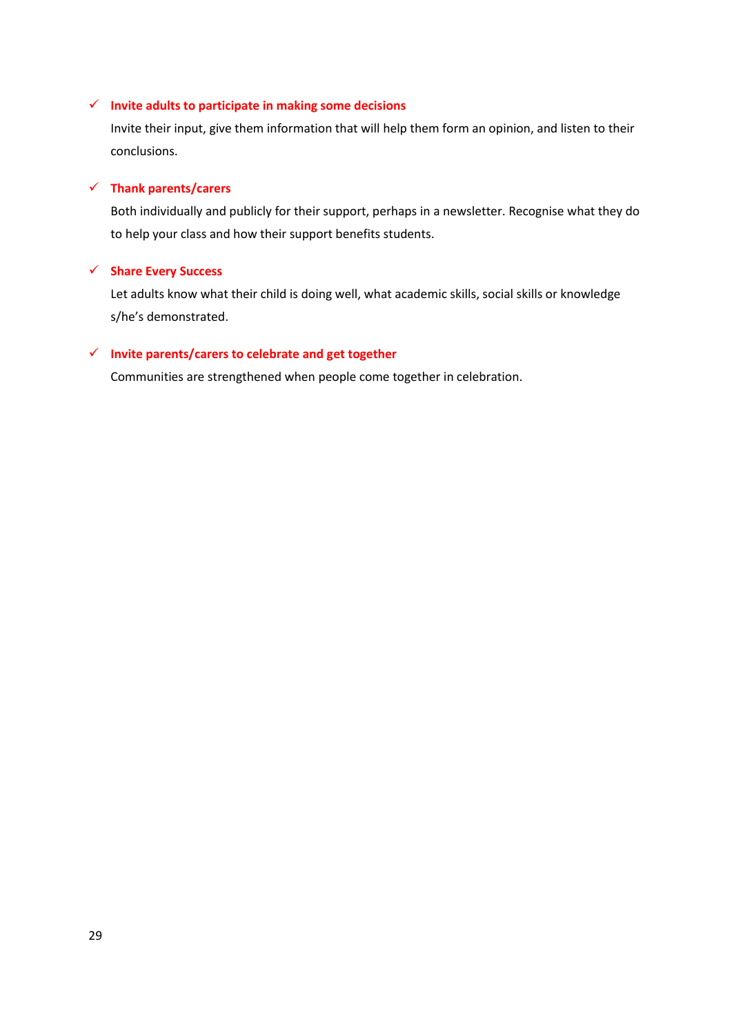- ✓ **Invite adults to participate in making some decisions**

  Invite their input, give them information that will help them form an opinion, and listen to their conclusions.

- ✓ **Thank parents/carers**

  Both individually and publicly for their support, perhaps in a newsletter. Recognise what they do to help your class and how their support benefits students.

- ✓ **Share Every Success**

  Let adults know what their child is doing well, what academic skills, social skills or knowledge s/he's demonstrated.

- ✓ **Invite parents/carers to celebrate and get together**

  Communities are strengthened when people come together in celebration.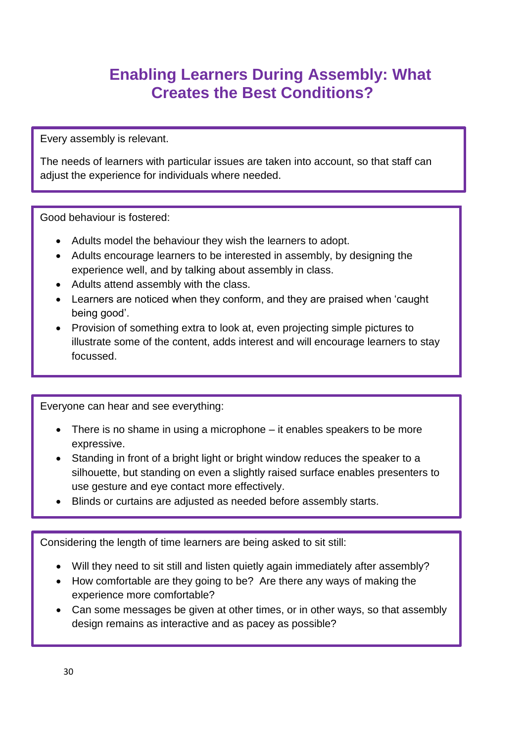# Enabling Learners During Assembly: What Creates the Best Conditions?

Every assembly is relevant.

The needs of learners with particular issues are taken into account, so that staff can adjust the experience for individuals where needed.

Good behaviour is fostered:

- Adults model the behaviour they wish the learners to adopt.
- Adults encourage learners to be interested in assembly, by designing the experience well, and by talking about assembly in class.
- Adults attend assembly with the class.
- Learners are noticed when they conform, and they are praised when 'caught being good'.
- Provision of something extra to look at, even projecting simple pictures to illustrate some of the content, adds interest and will encourage learners to stay focussed.

Everyone can hear and see everything:

- There is no shame in using a microphone – it enables speakers to be more expressive.
- Standing in front of a bright light or bright window reduces the speaker to a silhouette, but standing on even a slightly raised surface enables presenters to use gesture and eye contact more effectively.
- Blinds or curtains are adjusted as needed before assembly starts.

Considering the length of time learners are being asked to sit still:

- Will they need to sit still and listen quietly again immediately after assembly?
- How comfortable are they going to be? Are there any ways of making the experience more comfortable?
- Can some messages be given at other times, or in other ways, so that assembly design remains as interactive and as pacey as possible?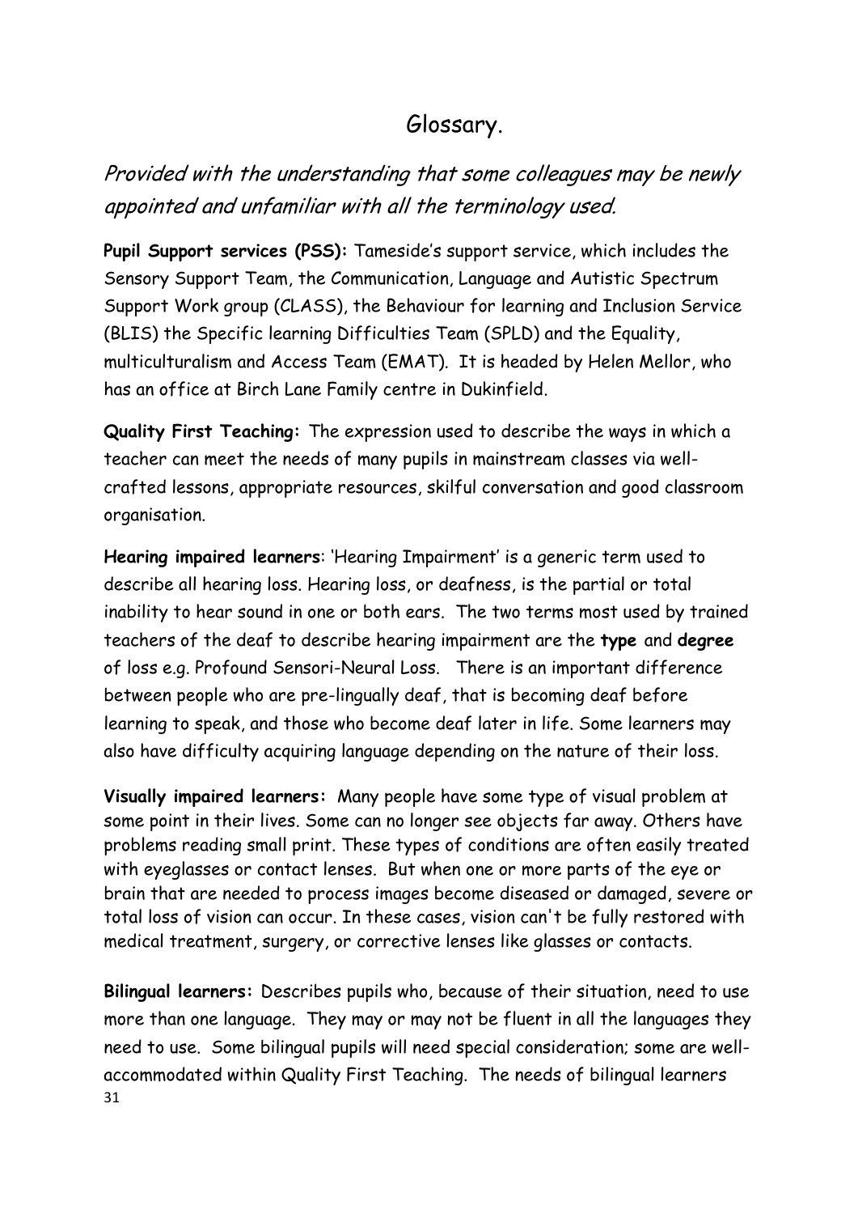# Glossary.

*Provided with the understanding that some colleagues may be newly appointed and unfamiliar with all the terminology used.*

**Pupil Support services (PSS):** Tameside's support service, which includes the Sensory Support Team, the Communication, Language and Autistic Spectrum Support Work group (CLASS), the Behaviour for learning and Inclusion Service (BLIS) the Specific learning Difficulties Team (SPLD) and the Equality, multiculturalism and Access Team (EMAT). It is headed by Helen Mellor, who has an office at Birch Lane Family centre in Dukinfield.

**Quality First Teaching:** The expression used to describe the ways in which a teacher can meet the needs of many pupils in mainstream classes via well-crafted lessons, appropriate resources, skilful conversation and good classroom organisation.

**Hearing impaired learners**: 'Hearing Impairment' is a generic term used to describe all hearing loss. Hearing loss, or deafness, is the partial or total inability to hear sound in one or both ears. The two terms most used by trained teachers of the deaf to describe hearing impairment are the **type** and **degree** of loss e.g. Profound Sensori-Neural Loss. There is an important difference between people who are pre-lingually deaf, that is becoming deaf before learning to speak, and those who become deaf later in life. Some learners may also have difficulty acquiring language depending on the nature of their loss.

**Visually impaired learners:** Many people have some type of visual problem at some point in their lives. Some can no longer see objects far away. Others have problems reading small print. These types of conditions are often easily treated with eyeglasses or contact lenses. But when one or more parts of the eye or brain that are needed to process images become diseased or damaged, severe or total loss of vision can occur. In these cases, vision can't be fully restored with medical treatment, surgery, or corrective lenses like glasses or contacts.

**Bilingual learners:** Describes pupils who, because of their situation, need to use more than one language. They may or may not be fluent in all the languages they need to use. Some bilingual pupils will need special consideration; some are well-accommodated within Quality First Teaching. The needs of bilingual learners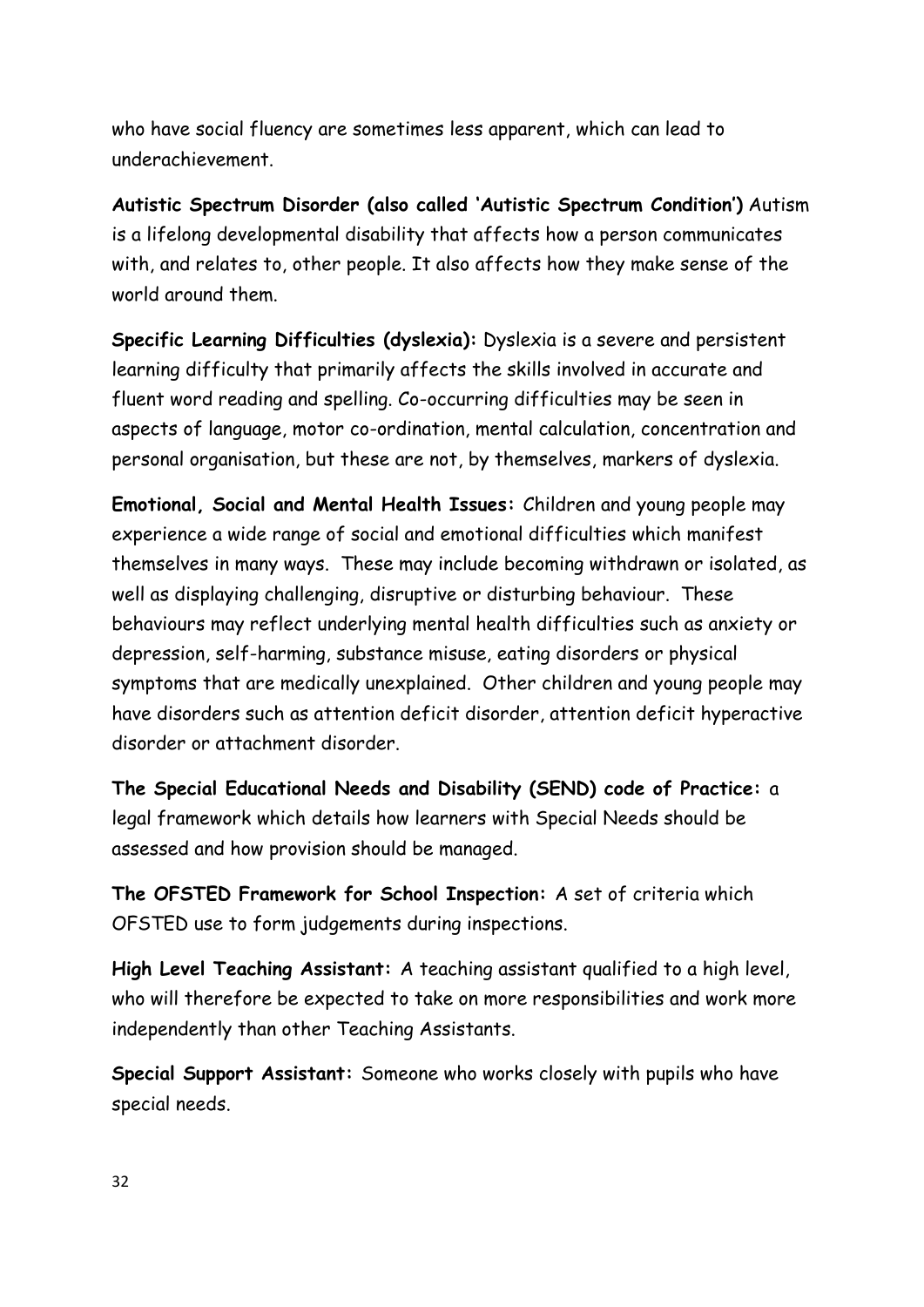who have social fluency are sometimes less apparent, which can lead to underachievement.

**Autistic Spectrum Disorder (also called 'Autistic Spectrum Condition')** Autism is a lifelong developmental disability that affects how a person communicates with, and relates to, other people. It also affects how they make sense of the world around them.

**Specific Learning Difficulties (dyslexia):** Dyslexia is a severe and persistent learning difficulty that primarily affects the skills involved in accurate and fluent word reading and spelling. Co-occurring difficulties may be seen in aspects of language, motor co-ordination, mental calculation, concentration and personal organisation, but these are not, by themselves, markers of dyslexia.

**Emotional, Social and Mental Health Issues:** Children and young people may experience a wide range of social and emotional difficulties which manifest themselves in many ways. These may include becoming withdrawn or isolated, as well as displaying challenging, disruptive or disturbing behaviour. These behaviours may reflect underlying mental health difficulties such as anxiety or depression, self-harming, substance misuse, eating disorders or physical symptoms that are medically unexplained. Other children and young people may have disorders such as attention deficit disorder, attention deficit hyperactive disorder or attachment disorder.

**The Special Educational Needs and Disability (SEND) code of Practice:** a legal framework which details how learners with Special Needs should be assessed and how provision should be managed.

**The OFSTED Framework for School Inspection:** A set of criteria which OFSTED use to form judgements during inspections.

**High Level Teaching Assistant:** A teaching assistant qualified to a high level, who will therefore be expected to take on more responsibilities and work more independently than other Teaching Assistants.

**Special Support Assistant:** Someone who works closely with pupils who have special needs.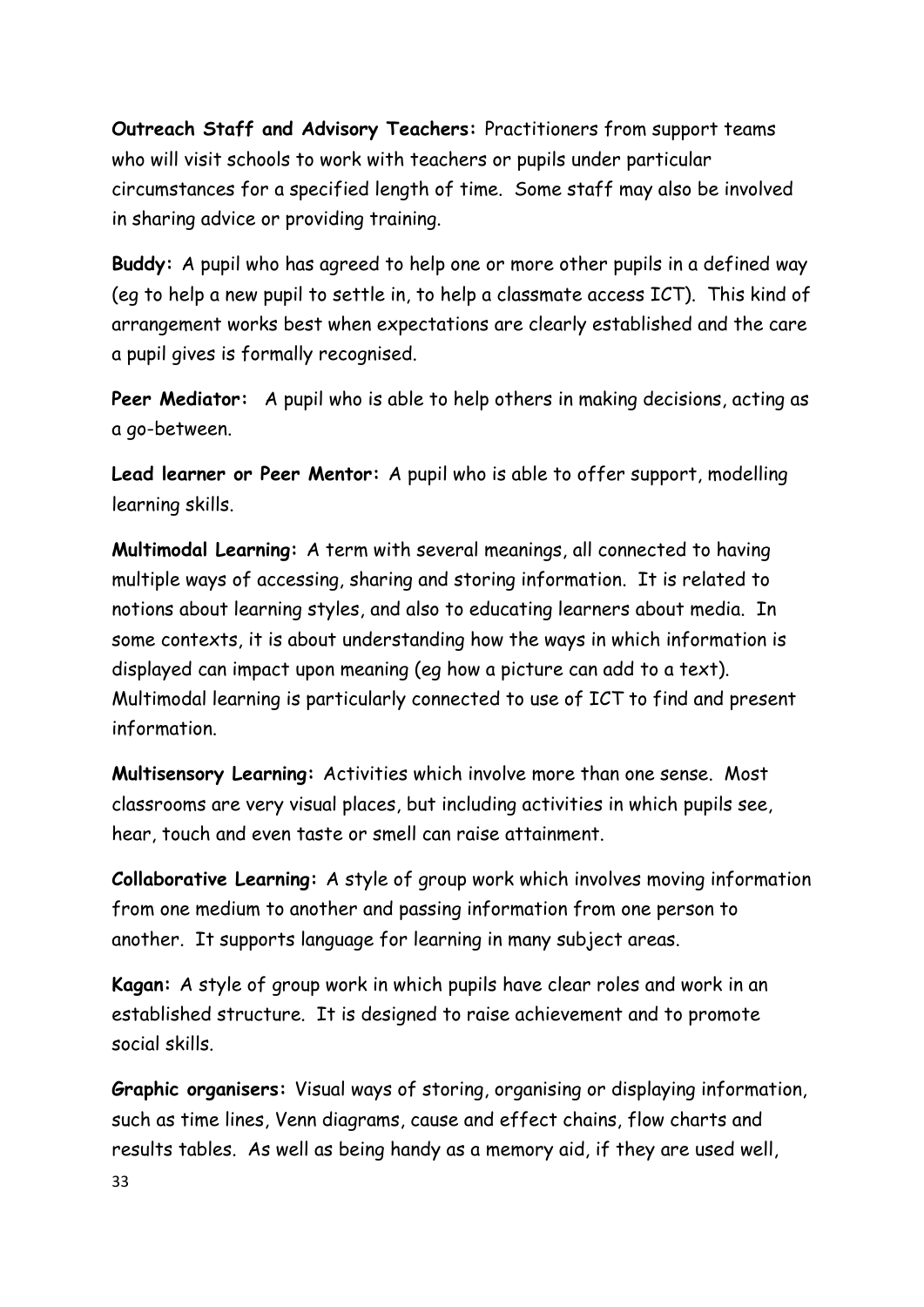**Outreach Staff and Advisory Teachers:** Practitioners from support teams who will visit schools to work with teachers or pupils under particular circumstances for a specified length of time. Some staff may also be involved in sharing advice or providing training.

**Buddy:** A pupil who has agreed to help one or more other pupils in a defined way (eg to help a new pupil to settle in, to help a classmate access ICT). This kind of arrangement works best when expectations are clearly established and the care a pupil gives is formally recognised.

**Peer Mediator:** A pupil who is able to help others in making decisions, acting as a go-between.

**Lead learner or Peer Mentor:** A pupil who is able to offer support, modelling learning skills.

**Multimodal Learning:** A term with several meanings, all connected to having multiple ways of accessing, sharing and storing information. It is related to notions about learning styles, and also to educating learners about media. In some contexts, it is about understanding how the ways in which information is displayed can impact upon meaning (eg how a picture can add to a text). Multimodal learning is particularly connected to use of ICT to find and present information.

**Multisensory Learning:** Activities which involve more than one sense. Most classrooms are very visual places, but including activities in which pupils see, hear, touch and even taste or smell can raise attainment.

**Collaborative Learning:** A style of group work which involves moving information from one medium to another and passing information from one person to another. It supports language for learning in many subject areas.

**Kagan:** A style of group work in which pupils have clear roles and work in an established structure. It is designed to raise achievement and to promote social skills.

**Graphic organisers:** Visual ways of storing, organising or displaying information, such as time lines, Venn diagrams, cause and effect chains, flow charts and results tables. As well as being handy as a memory aid, if they are used well,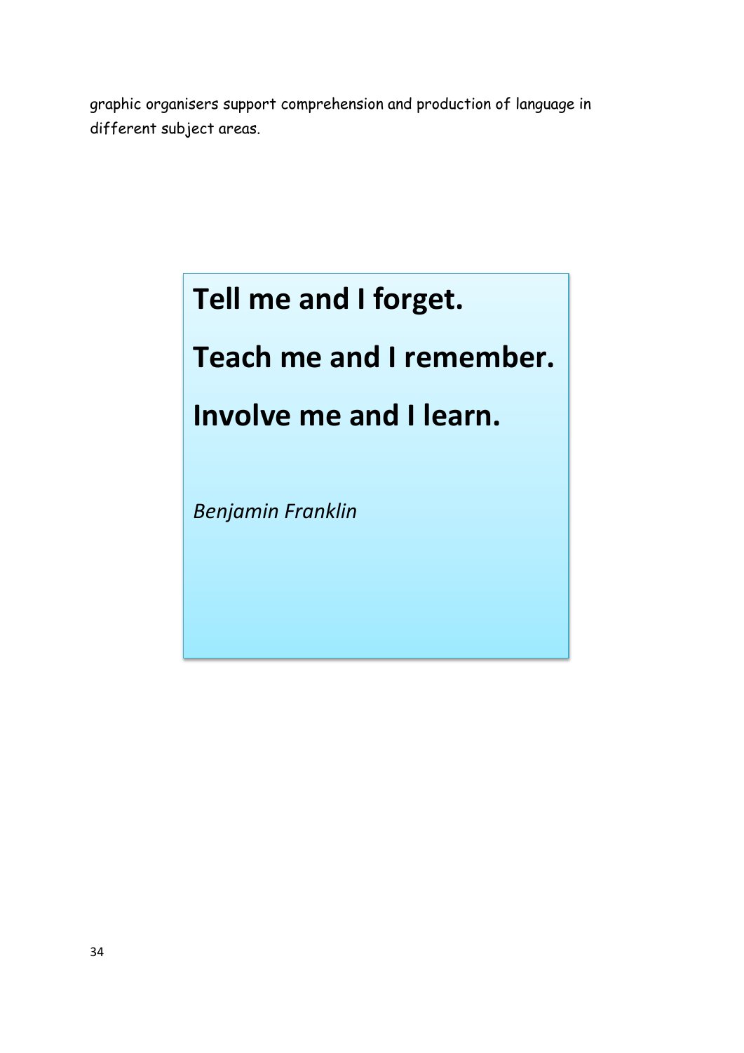graphic organisers support comprehension and production of language in different subject areas.

> **Tell me and I forget.**
>
> **Teach me and I remember.**
>
> **Involve me and I learn.**
>
> *Benjamin Franklin*